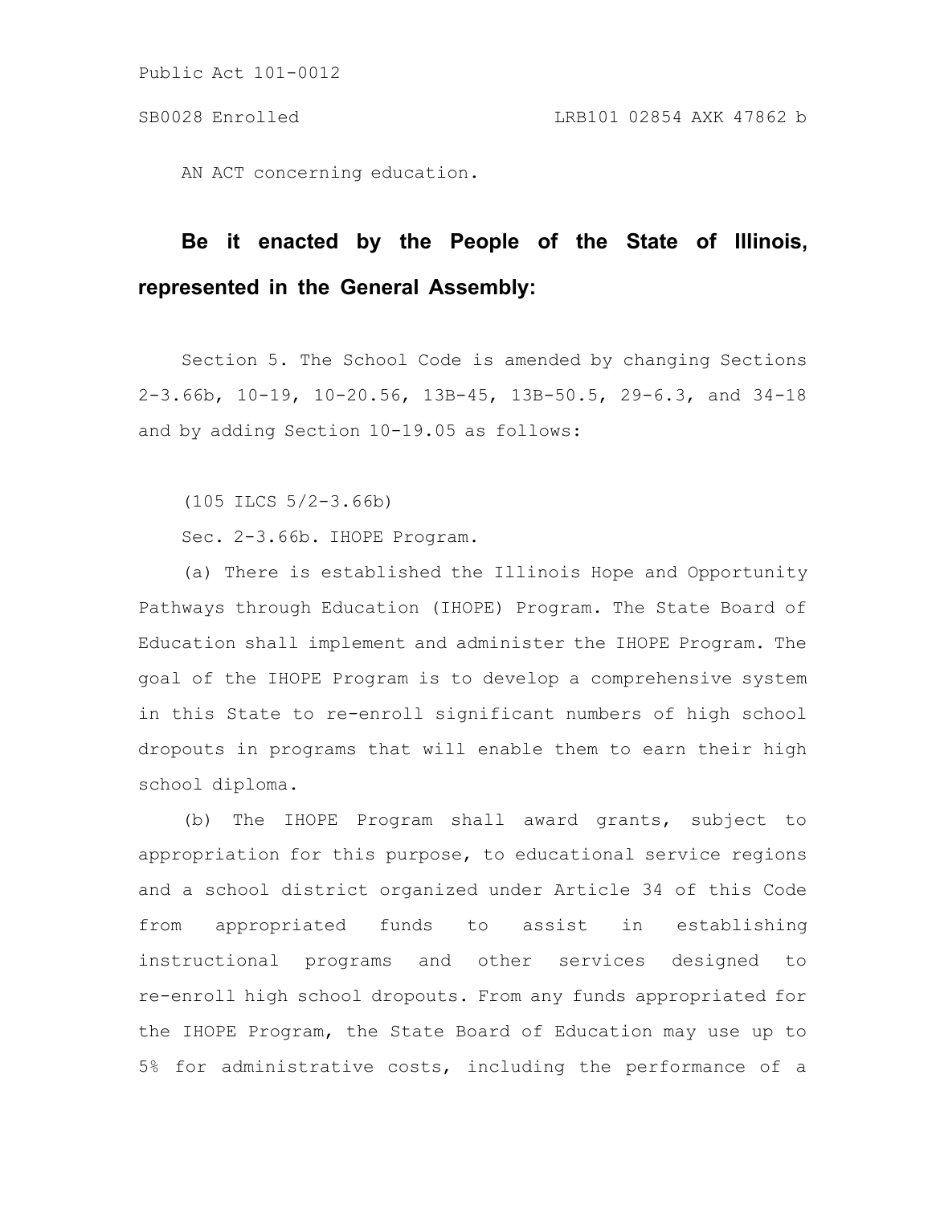AN ACT concerning education.

**Be it enacted by the People of the State of Illinois, represented in the General Assembly:**

Section 5. The School Code is amended by changing Sections 2-3.66b, 10-19, 10-20.56, 13B-45, 13B-50.5, 29-6.3, and 34-18 and by adding Section 10-19.05 as follows:

(105 ILCS 5/2-3.66b)

Sec. 2-3.66b. IHOPE Program.

(a) There is established the Illinois Hope and Opportunity Pathways through Education (IHOPE) Program. The State Board of Education shall implement and administer the IHOPE Program. The goal of the IHOPE Program is to develop a comprehensive system in this State to re-enroll significant numbers of high school dropouts in programs that will enable them to earn their high school diploma.

(b) The IHOPE Program shall award grants, subject to appropriation for this purpose, to educational service regions and a school district organized under Article 34 of this Code from appropriated funds to assist in establishing instructional programs and other services designed to re-enroll high school dropouts. From any funds appropriated for the IHOPE Program, the State Board of Education may use up to 5% for administrative costs, including the performance of a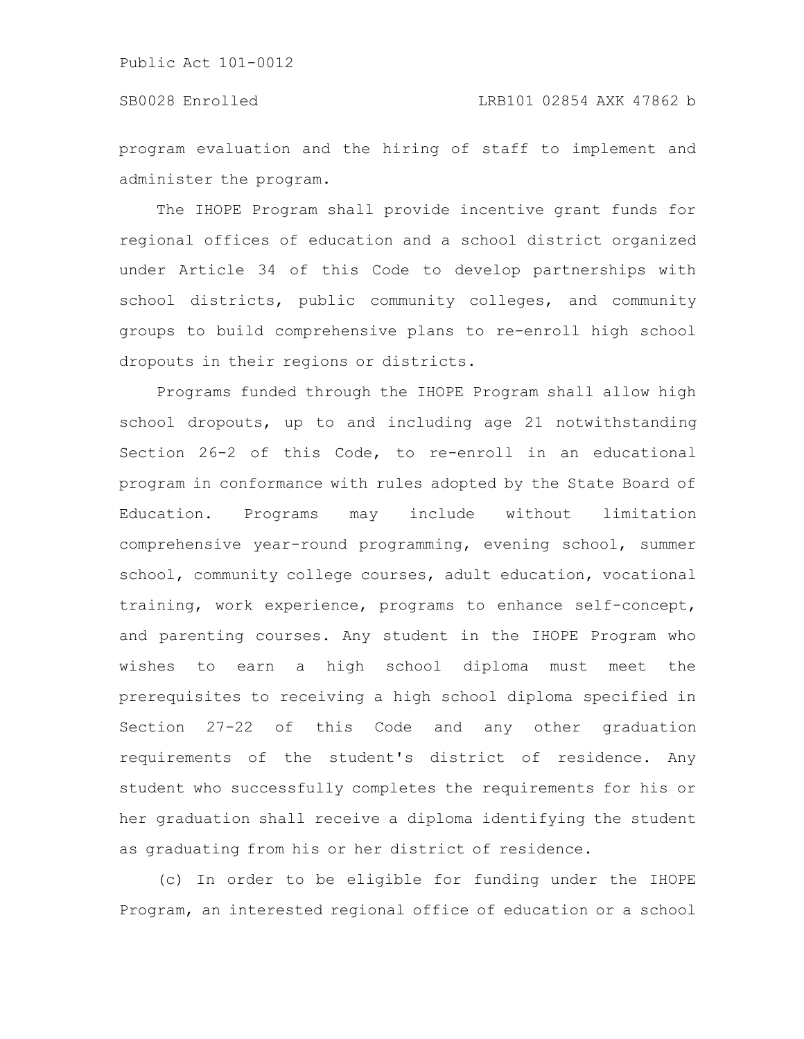program evaluation and the hiring of staff to implement and administer the program.

The IHOPE Program shall provide incentive grant funds for regional offices of education and a school district organized under Article 34 of this Code to develop partnerships with school districts, public community colleges, and community groups to build comprehensive plans to re-enroll high school dropouts in their regions or districts.

Programs funded through the IHOPE Program shall allow high school dropouts, up to and including age 21 notwithstanding Section 26-2 of this Code, to re-enroll in an educational program in conformance with rules adopted by the State Board of Education. Programs may include without limitation comprehensive year-round programming, evening school, summer school, community college courses, adult education, vocational training, work experience, programs to enhance self-concept, and parenting courses. Any student in the IHOPE Program who wishes to earn a high school diploma must meet the prerequisites to receiving a high school diploma specified in Section 27-22 of this Code and any other graduation requirements of the student's district of residence. Any student who successfully completes the requirements for his or her graduation shall receive a diploma identifying the student as graduating from his or her district of residence.

(c) In order to be eligible for funding under the IHOPE Program, an interested regional office of education or a school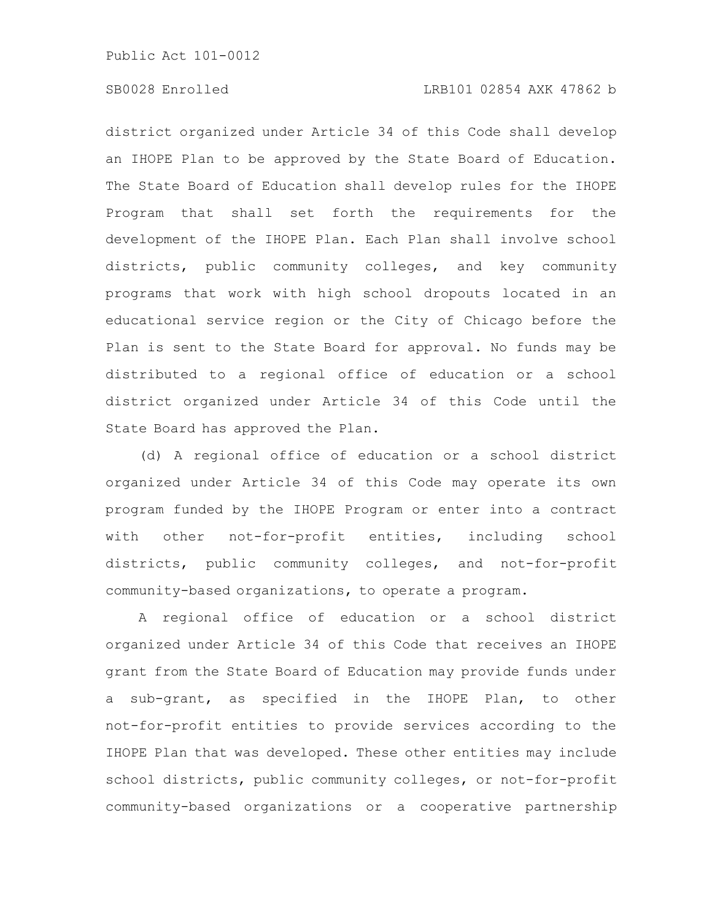district organized under Article 34 of this Code shall develop an IHOPE Plan to be approved by the State Board of Education. The State Board of Education shall develop rules for the IHOPE Program that shall set forth the requirements for the development of the IHOPE Plan. Each Plan shall involve school districts, public community colleges, and key community programs that work with high school dropouts located in an educational service region or the City of Chicago before the Plan is sent to the State Board for approval. No funds may be distributed to a regional office of education or a school district organized under Article 34 of this Code until the State Board has approved the Plan.

(d) A regional office of education or a school district organized under Article 34 of this Code may operate its own program funded by the IHOPE Program or enter into a contract with other not-for-profit entities, including school districts, public community colleges, and not-for-profit community-based organizations, to operate a program.

A regional office of education or a school district organized under Article 34 of this Code that receives an IHOPE grant from the State Board of Education may provide funds under a sub-grant, as specified in the IHOPE Plan, to other not-for-profit entities to provide services according to the IHOPE Plan that was developed. These other entities may include school districts, public community colleges, or not-for-profit community-based organizations or a cooperative partnership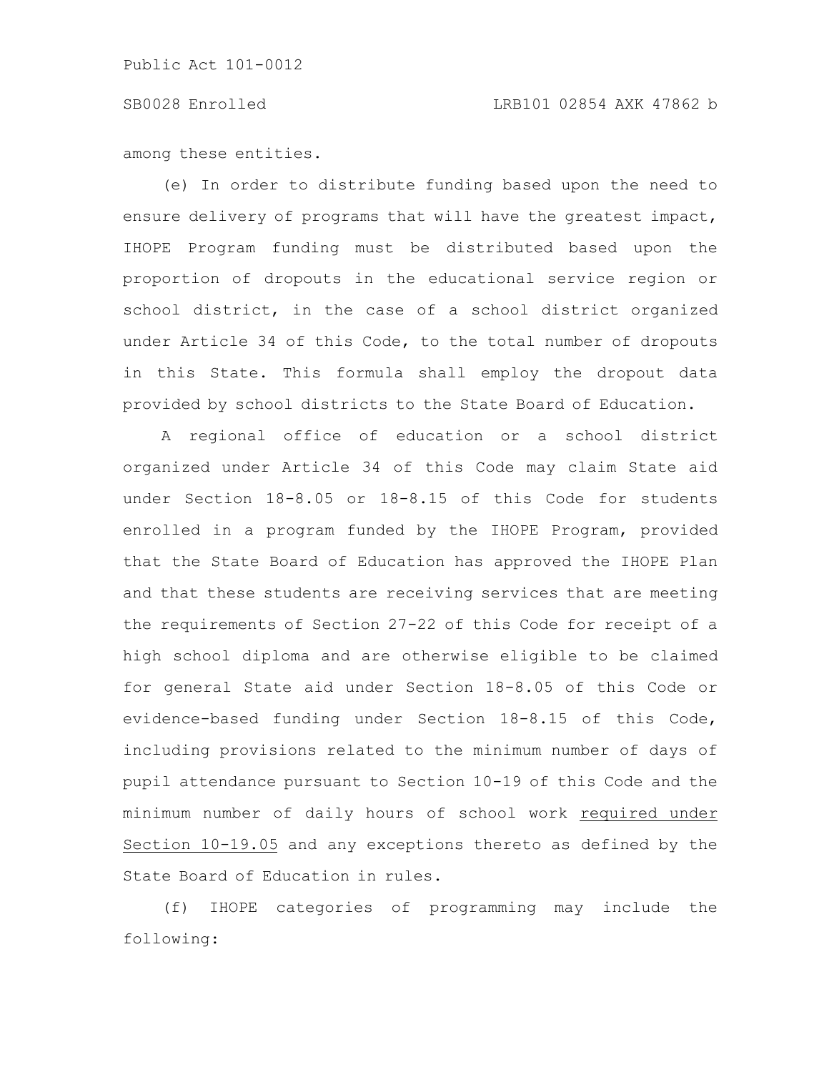among these entities.

(e) In order to distribute funding based upon the need to ensure delivery of programs that will have the greatest impact, IHOPE Program funding must be distributed based upon the proportion of dropouts in the educational service region or school district, in the case of a school district organized under Article 34 of this Code, to the total number of dropouts in this State. This formula shall employ the dropout data provided by school districts to the State Board of Education.

A regional office of education or a school district organized under Article 34 of this Code may claim State aid under Section 18-8.05 or 18-8.15 of this Code for students enrolled in a program funded by the IHOPE Program, provided that the State Board of Education has approved the IHOPE Plan and that these students are receiving services that are meeting the requirements of Section 27-22 of this Code for receipt of a high school diploma and are otherwise eligible to be claimed for general State aid under Section 18-8.05 of this Code or evidence-based funding under Section 18-8.15 of this Code, including provisions related to the minimum number of days of pupil attendance pursuant to Section 10-19 of this Code and the minimum number of daily hours of school work required under Section 10-19.05 and any exceptions thereto as defined by the State Board of Education in rules.

(f) IHOPE categories of programming may include the following: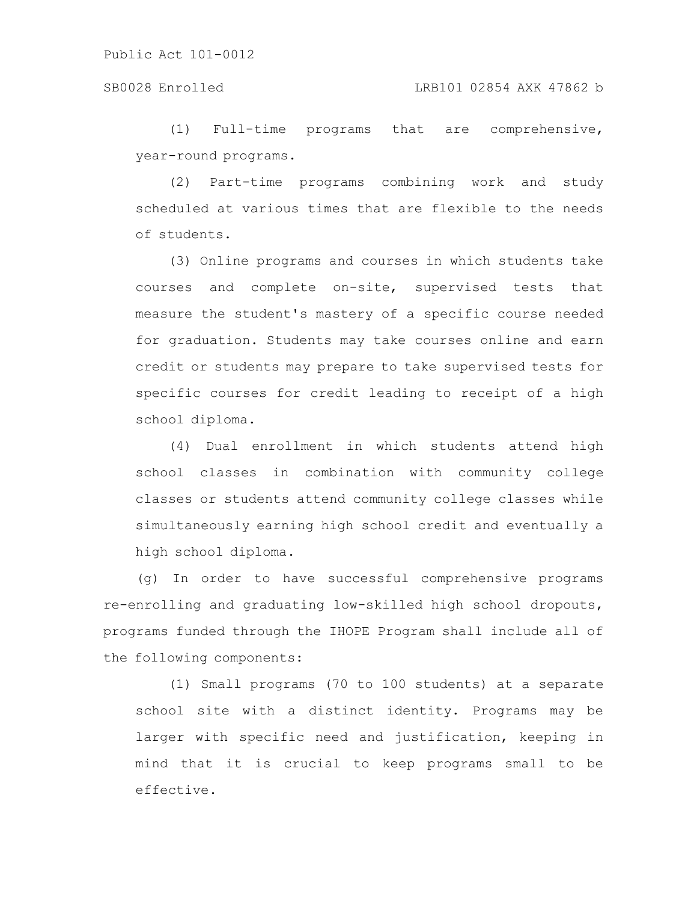(1) Full-time programs that are comprehensive, year-round programs.

(2) Part-time programs combining work and study scheduled at various times that are flexible to the needs of students.

(3) Online programs and courses in which students take courses and complete on-site, supervised tests that measure the student's mastery of a specific course needed for graduation. Students may take courses online and earn credit or students may prepare to take supervised tests for specific courses for credit leading to receipt of a high school diploma.

(4) Dual enrollment in which students attend high school classes in combination with community college classes or students attend community college classes while simultaneously earning high school credit and eventually a high school diploma.

(g) In order to have successful comprehensive programs re-enrolling and graduating low-skilled high school dropouts, programs funded through the IHOPE Program shall include all of the following components:

(1) Small programs (70 to 100 students) at a separate school site with a distinct identity. Programs may be larger with specific need and justification, keeping in mind that it is crucial to keep programs small to be effective.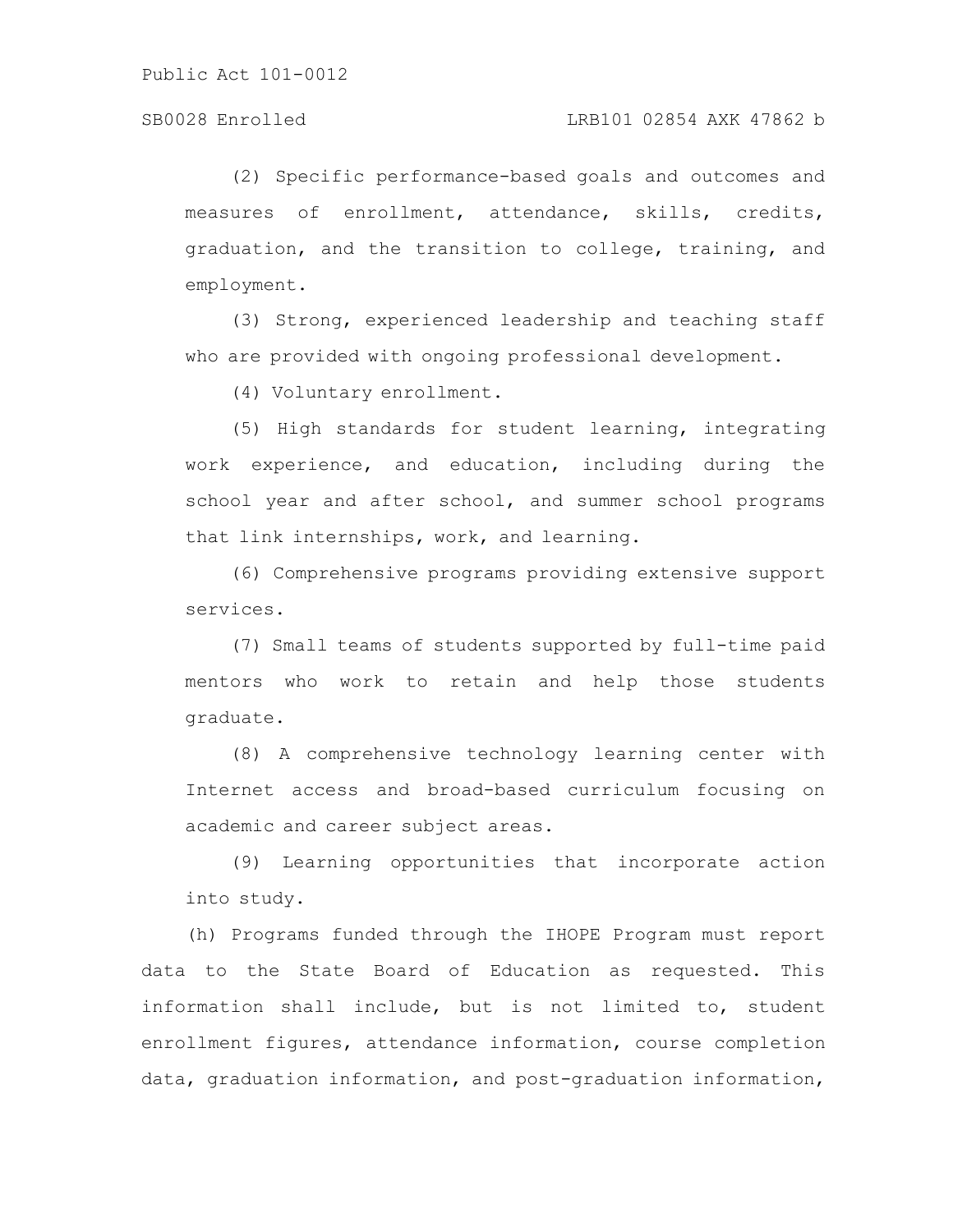(2) Specific performance-based goals and outcomes and measures of enrollment, attendance, skills, credits, graduation, and the transition to college, training, and employment.

(3) Strong, experienced leadership and teaching staff who are provided with ongoing professional development.

(4) Voluntary enrollment.

(5) High standards for student learning, integrating work experience, and education, including during the school year and after school, and summer school programs that link internships, work, and learning.

(6) Comprehensive programs providing extensive support services.

(7) Small teams of students supported by full-time paid mentors who work to retain and help those students graduate.

(8) A comprehensive technology learning center with Internet access and broad-based curriculum focusing on academic and career subject areas.

(9) Learning opportunities that incorporate action into study.

(h) Programs funded through the IHOPE Program must report data to the State Board of Education as requested. This information shall include, but is not limited to, student enrollment figures, attendance information, course completion data, graduation information, and post-graduation information,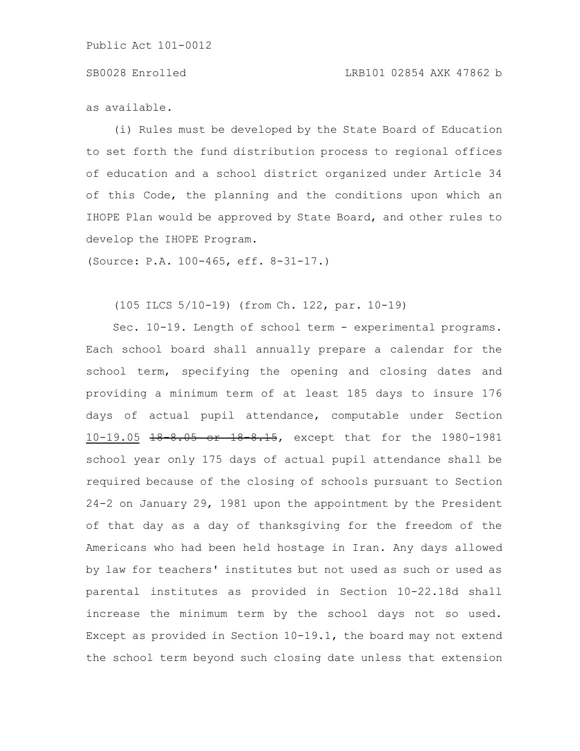as available.

(i) Rules must be developed by the State Board of Education to set forth the fund distribution process to regional offices of education and a school district organized under Article 34 of this Code, the planning and the conditions upon which an IHOPE Plan would be approved by State Board, and other rules to develop the IHOPE Program.

(Source: P.A. 100-465, eff. 8-31-17.)

(105 ILCS 5/10-19) (from Ch. 122, par. 10-19)

Sec. 10-19. Length of school term - experimental programs. Each school board shall annually prepare a calendar for the school term, specifying the opening and closing dates and providing a minimum term of at least 185 days to insure 176 days of actual pupil attendance, computable under Section 10-19.05 ~~18-8.05 or 18-8.15~~, except that for the 1980-1981 school year only 175 days of actual pupil attendance shall be required because of the closing of schools pursuant to Section 24-2 on January 29, 1981 upon the appointment by the President of that day as a day of thanksgiving for the freedom of the Americans who had been held hostage in Iran. Any days allowed by law for teachers' institutes but not used as such or used as parental institutes as provided in Section 10-22.18d shall increase the minimum term by the school days not so used. Except as provided in Section 10-19.1, the board may not extend the school term beyond such closing date unless that extension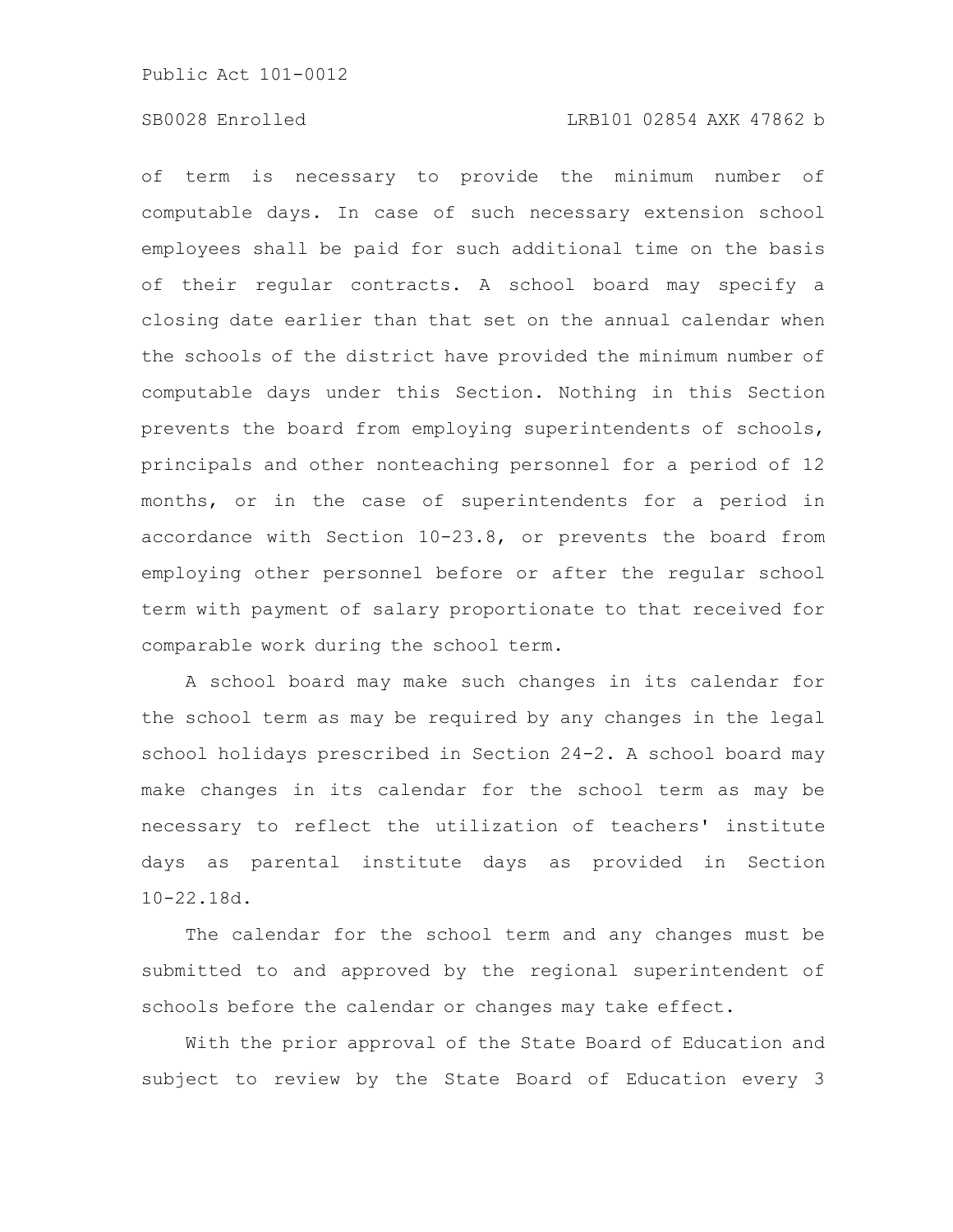of term is necessary to provide the minimum number of computable days. In case of such necessary extension school employees shall be paid for such additional time on the basis of their regular contracts. A school board may specify a closing date earlier than that set on the annual calendar when the schools of the district have provided the minimum number of computable days under this Section. Nothing in this Section prevents the board from employing superintendents of schools, principals and other nonteaching personnel for a period of 12 months, or in the case of superintendents for a period in accordance with Section 10-23.8, or prevents the board from employing other personnel before or after the regular school term with payment of salary proportionate to that received for comparable work during the school term.

A school board may make such changes in its calendar for the school term as may be required by any changes in the legal school holidays prescribed in Section 24-2. A school board may make changes in its calendar for the school term as may be necessary to reflect the utilization of teachers' institute days as parental institute days as provided in Section 10-22.18d.

The calendar for the school term and any changes must be submitted to and approved by the regional superintendent of schools before the calendar or changes may take effect.

With the prior approval of the State Board of Education and subject to review by the State Board of Education every 3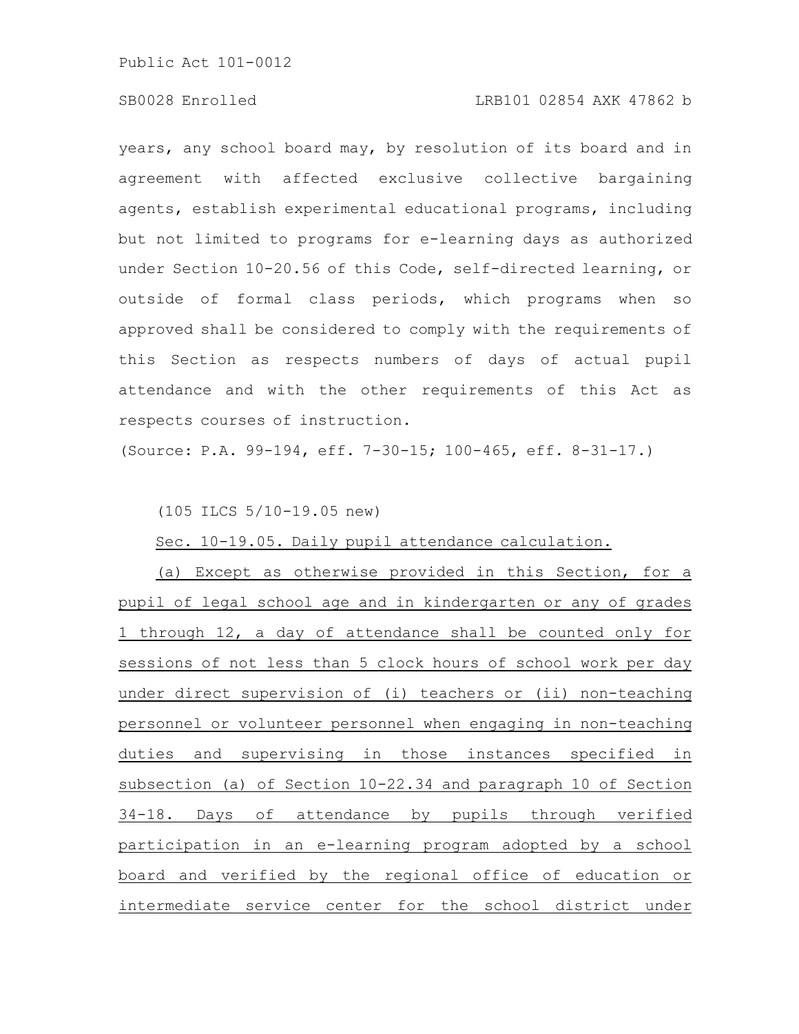years, any school board may, by resolution of its board and in agreement with affected exclusive collective bargaining agents, establish experimental educational programs, including but not limited to programs for e-learning days as authorized under Section 10-20.56 of this Code, self-directed learning, or outside of formal class periods, which programs when so approved shall be considered to comply with the requirements of this Section as respects numbers of days of actual pupil attendance and with the other requirements of this Act as respects courses of instruction.

(Source: P.A. 99-194, eff. 7-30-15; 100-465, eff. 8-31-17.)

(105 ILCS 5/10-19.05 new)

Sec. 10-19.05. Daily pupil attendance calculation.

(a) Except as otherwise provided in this Section, for a pupil of legal school age and in kindergarten or any of grades 1 through 12, a day of attendance shall be counted only for sessions of not less than 5 clock hours of school work per day under direct supervision of (i) teachers or (ii) non-teaching personnel or volunteer personnel when engaging in non-teaching duties and supervising in those instances specified in subsection (a) of Section 10-22.34 and paragraph 10 of Section 34-18. Days of attendance by pupils through verified participation in an e-learning program adopted by a school board and verified by the regional office of education or intermediate service center for the school district under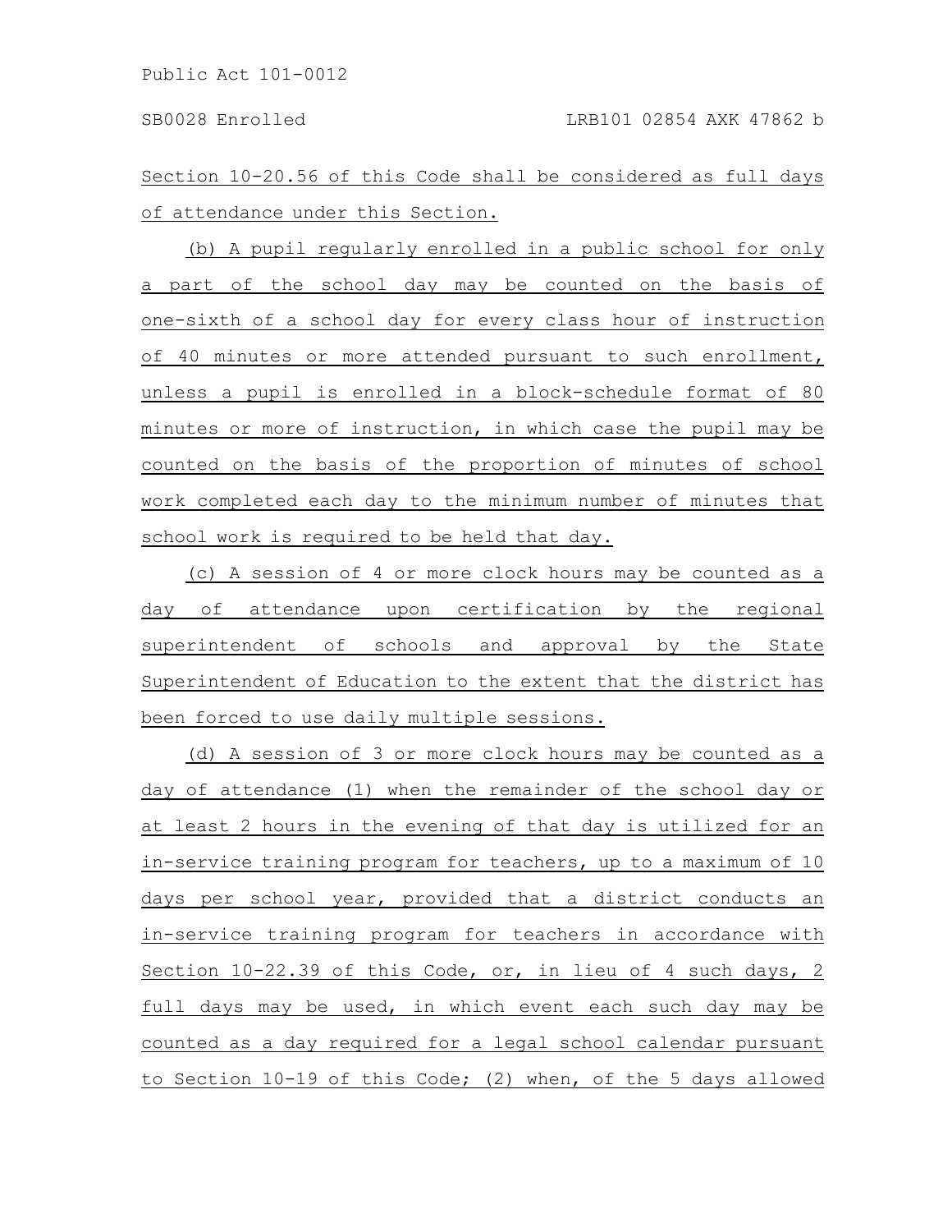Section 10-20.56 of this Code shall be considered as full days of attendance under this Section.

(b) A pupil regularly enrolled in a public school for only a part of the school day may be counted on the basis of one-sixth of a school day for every class hour of instruction of 40 minutes or more attended pursuant to such enrollment, unless a pupil is enrolled in a block-schedule format of 80 minutes or more of instruction, in which case the pupil may be counted on the basis of the proportion of minutes of school work completed each day to the minimum number of minutes that school work is required to be held that day.

(c) A session of 4 or more clock hours may be counted as a day of attendance upon certification by the regional superintendent of schools and approval by the State Superintendent of Education to the extent that the district has been forced to use daily multiple sessions.

(d) A session of 3 or more clock hours may be counted as a day of attendance (1) when the remainder of the school day or at least 2 hours in the evening of that day is utilized for an in-service training program for teachers, up to a maximum of 10 days per school year, provided that a district conducts an in-service training program for teachers in accordance with Section 10-22.39 of this Code, or, in lieu of 4 such days, 2 full days may be used, in which event each such day may be counted as a day required for a legal school calendar pursuant to Section 10-19 of this Code; (2) when, of the 5 days allowed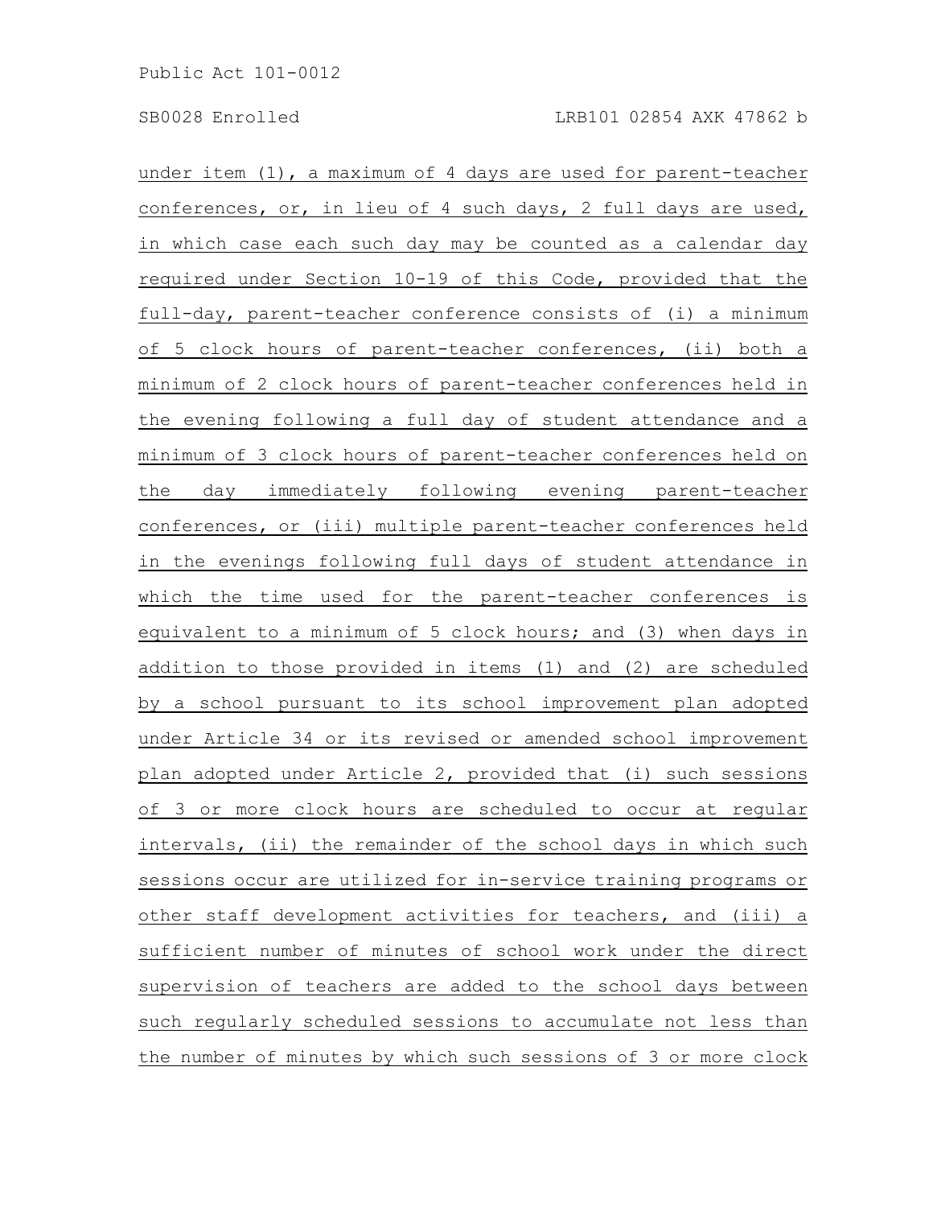under item (1), a maximum of 4 days are used for parent-teacher conferences, or, in lieu of 4 such days, 2 full days are used, in which case each such day may be counted as a calendar day required under Section 10-19 of this Code, provided that the full-day, parent-teacher conference consists of (i) a minimum of 5 clock hours of parent-teacher conferences, (ii) both a minimum of 2 clock hours of parent-teacher conferences held in the evening following a full day of student attendance and a minimum of 3 clock hours of parent-teacher conferences held on the day immediately following evening parent-teacher conferences, or (iii) multiple parent-teacher conferences held in the evenings following full days of student attendance in which the time used for the parent-teacher conferences is equivalent to a minimum of 5 clock hours; and (3) when days in addition to those provided in items (1) and (2) are scheduled by a school pursuant to its school improvement plan adopted under Article 34 or its revised or amended school improvement plan adopted under Article 2, provided that (i) such sessions of 3 or more clock hours are scheduled to occur at regular intervals, (ii) the remainder of the school days in which such sessions occur are utilized for in-service training programs or other staff development activities for teachers, and (iii) a sufficient number of minutes of school work under the direct supervision of teachers are added to the school days between such regularly scheduled sessions to accumulate not less than the number of minutes by which such sessions of 3 or more clock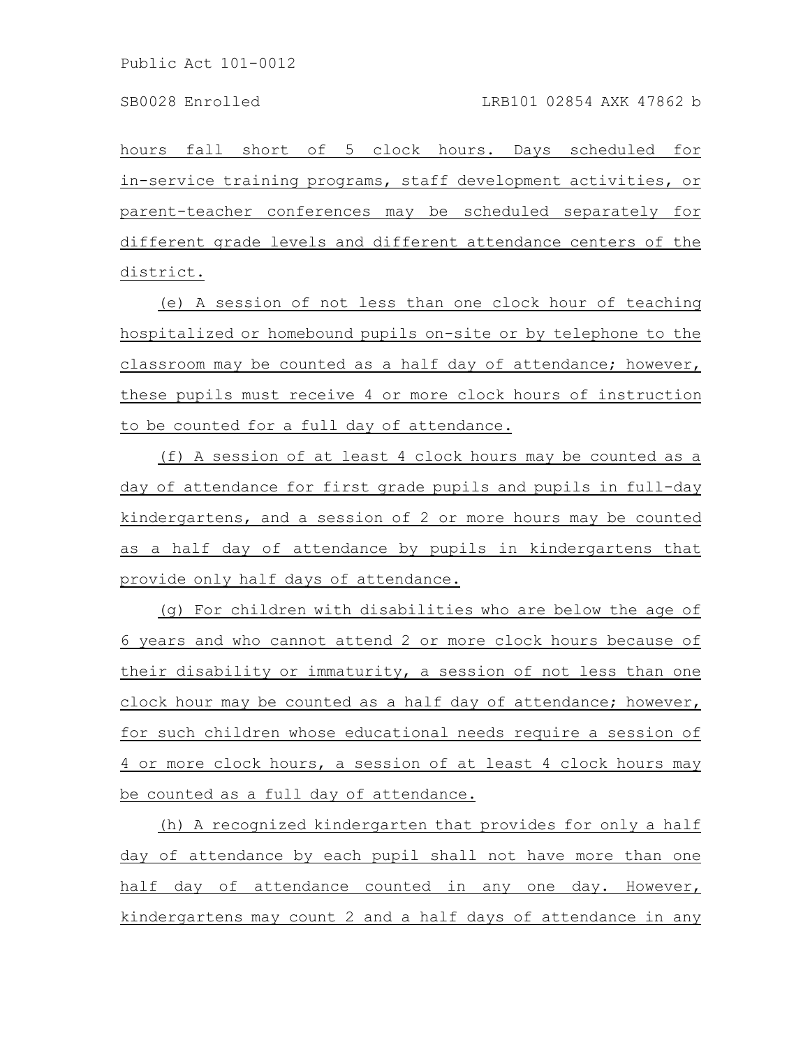hours fall short of 5 clock hours. Days scheduled for in-service training programs, staff development activities, or parent-teacher conferences may be scheduled separately for different grade levels and different attendance centers of the district.

(e) A session of not less than one clock hour of teaching hospitalized or homebound pupils on-site or by telephone to the classroom may be counted as a half day of attendance; however, these pupils must receive 4 or more clock hours of instruction to be counted for a full day of attendance.

(f) A session of at least 4 clock hours may be counted as a day of attendance for first grade pupils and pupils in full-day kindergartens, and a session of 2 or more hours may be counted as a half day of attendance by pupils in kindergartens that provide only half days of attendance.

(g) For children with disabilities who are below the age of 6 years and who cannot attend 2 or more clock hours because of their disability or immaturity, a session of not less than one clock hour may be counted as a half day of attendance; however, for such children whose educational needs require a session of 4 or more clock hours, a session of at least 4 clock hours may be counted as a full day of attendance.

(h) A recognized kindergarten that provides for only a half day of attendance by each pupil shall not have more than one half day of attendance counted in any one day. However, kindergartens may count 2 and a half days of attendance in any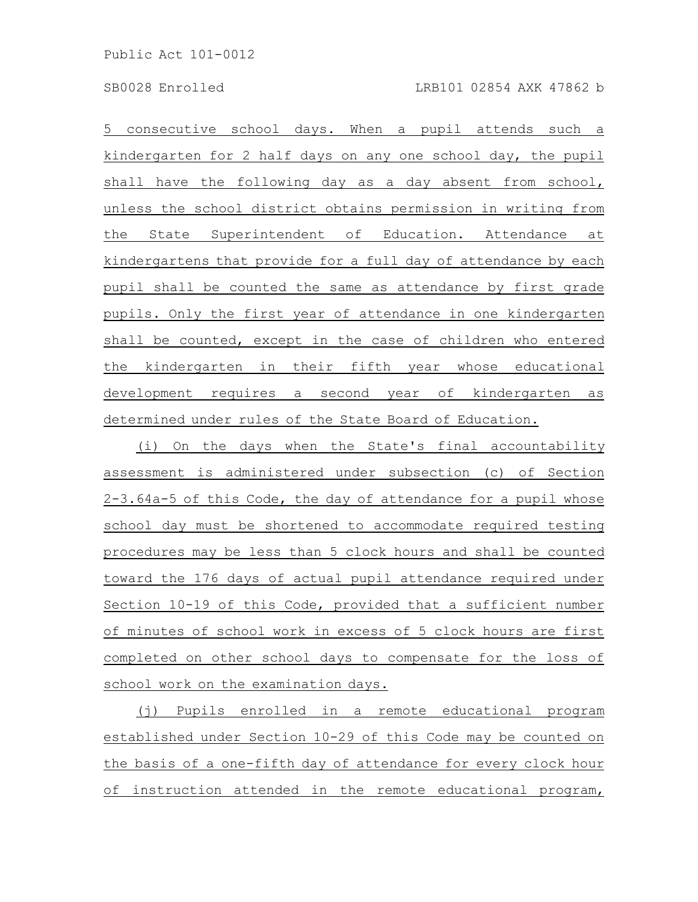5 consecutive school days. When a pupil attends such a kindergarten for 2 half days on any one school day, the pupil shall have the following day as a day absent from school, unless the school district obtains permission in writing from the State Superintendent of Education. Attendance at kindergartens that provide for a full day of attendance by each pupil shall be counted the same as attendance by first grade pupils. Only the first year of attendance in one kindergarten shall be counted, except in the case of children who entered the kindergarten in their fifth year whose educational development requires a second year of kindergarten as determined under rules of the State Board of Education.

(i) On the days when the State's final accountability assessment is administered under subsection (c) of Section 2-3.64a-5 of this Code, the day of attendance for a pupil whose school day must be shortened to accommodate required testing procedures may be less than 5 clock hours and shall be counted toward the 176 days of actual pupil attendance required under Section 10-19 of this Code, provided that a sufficient number of minutes of school work in excess of 5 clock hours are first completed on other school days to compensate for the loss of school work on the examination days.

(j) Pupils enrolled in a remote educational program established under Section 10-29 of this Code may be counted on the basis of a one-fifth day of attendance for every clock hour of instruction attended in the remote educational program,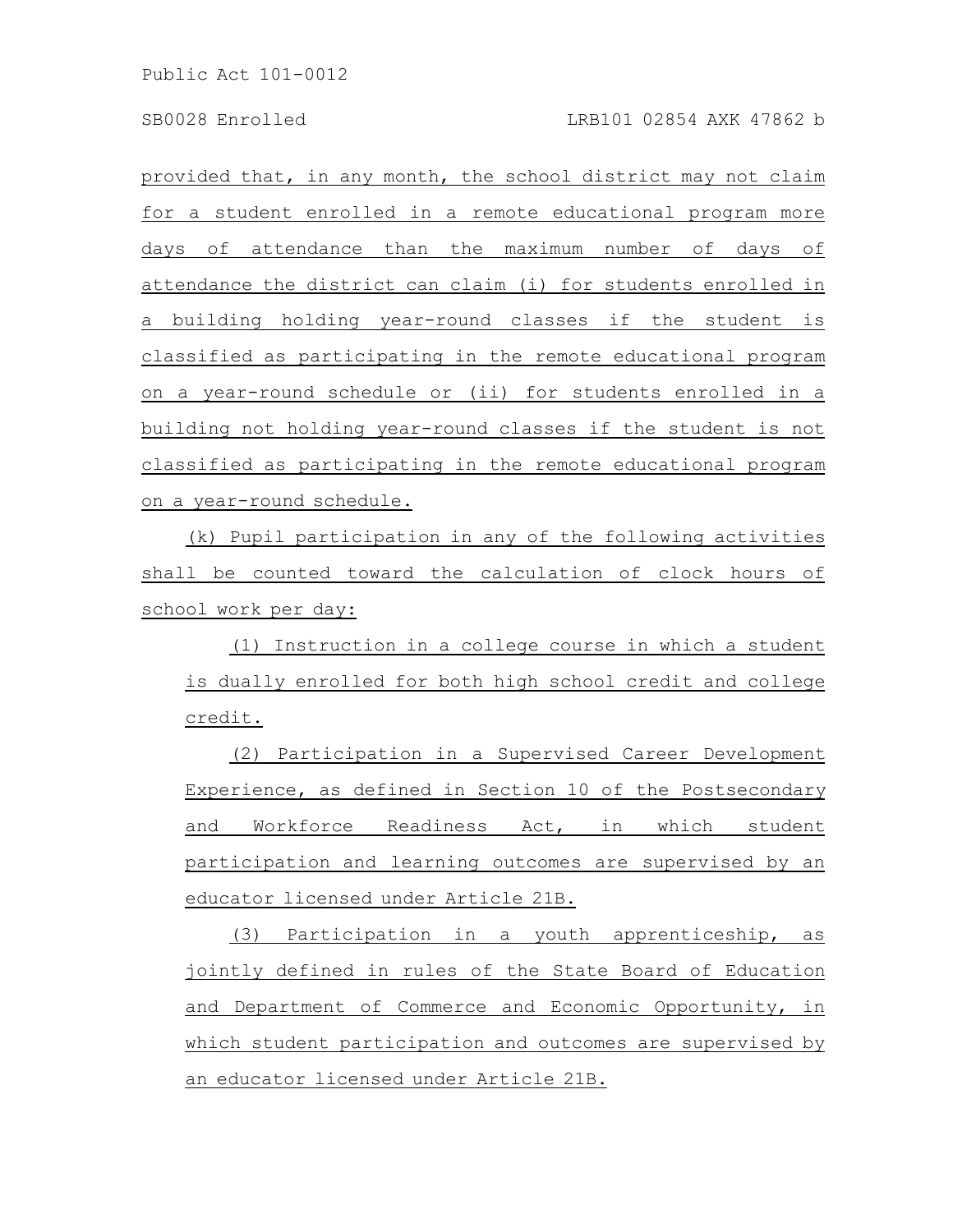provided that, in any month, the school district may not claim for a student enrolled in a remote educational program more days of attendance than the maximum number of days of attendance the district can claim (i) for students enrolled in a building holding year-round classes if the student is classified as participating in the remote educational program on a year-round schedule or (ii) for students enrolled in a building not holding year-round classes if the student is not classified as participating in the remote educational program on a year-round schedule.

(k) Pupil participation in any of the following activities shall be counted toward the calculation of clock hours of school work per day:

(1) Instruction in a college course in which a student is dually enrolled for both high school credit and college credit.

(2) Participation in a Supervised Career Development Experience, as defined in Section 10 of the Postsecondary and Workforce Readiness Act, in which student participation and learning outcomes are supervised by an educator licensed under Article 21B.

(3) Participation in a youth apprenticeship, as jointly defined in rules of the State Board of Education and Department of Commerce and Economic Opportunity, in which student participation and outcomes are supervised by an educator licensed under Article 21B.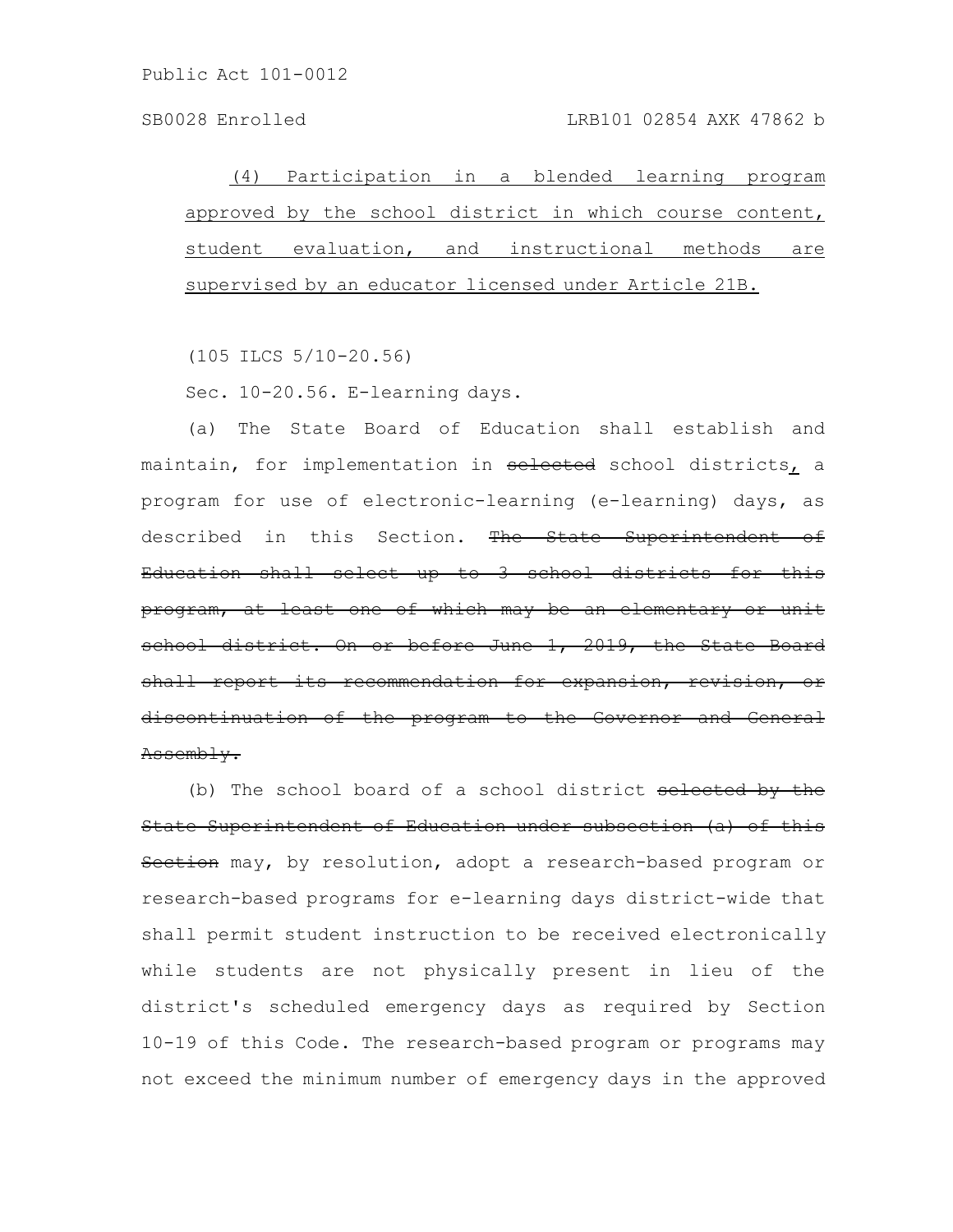(4) Participation in a blended learning program approved by the school district in which course content, student evaluation, and instructional methods are supervised by an educator licensed under Article 21B.

(105 ILCS 5/10-20.56)

Sec. 10-20.56. E-learning days.

(a) The State Board of Education shall establish and maintain, for implementation in ~~selected~~ school districts, a program for use of electronic-learning (e-learning) days, as described in this Section. ~~The State Superintendent of Education shall select up to 3 school districts for this program, at least one of which may be an elementary or unit school district. On or before June 1, 2019, the State Board shall report its recommendation for expansion, revision, or discontinuation of the program to the Governor and General Assembly.~~

(b) The school board of a school district ~~selected by the State Superintendent of Education under subsection (a) of this Section~~ may, by resolution, adopt a research-based program or research-based programs for e-learning days district-wide that shall permit student instruction to be received electronically while students are not physically present in lieu of the district's scheduled emergency days as required by Section 10-19 of this Code. The research-based program or programs may not exceed the minimum number of emergency days in the approved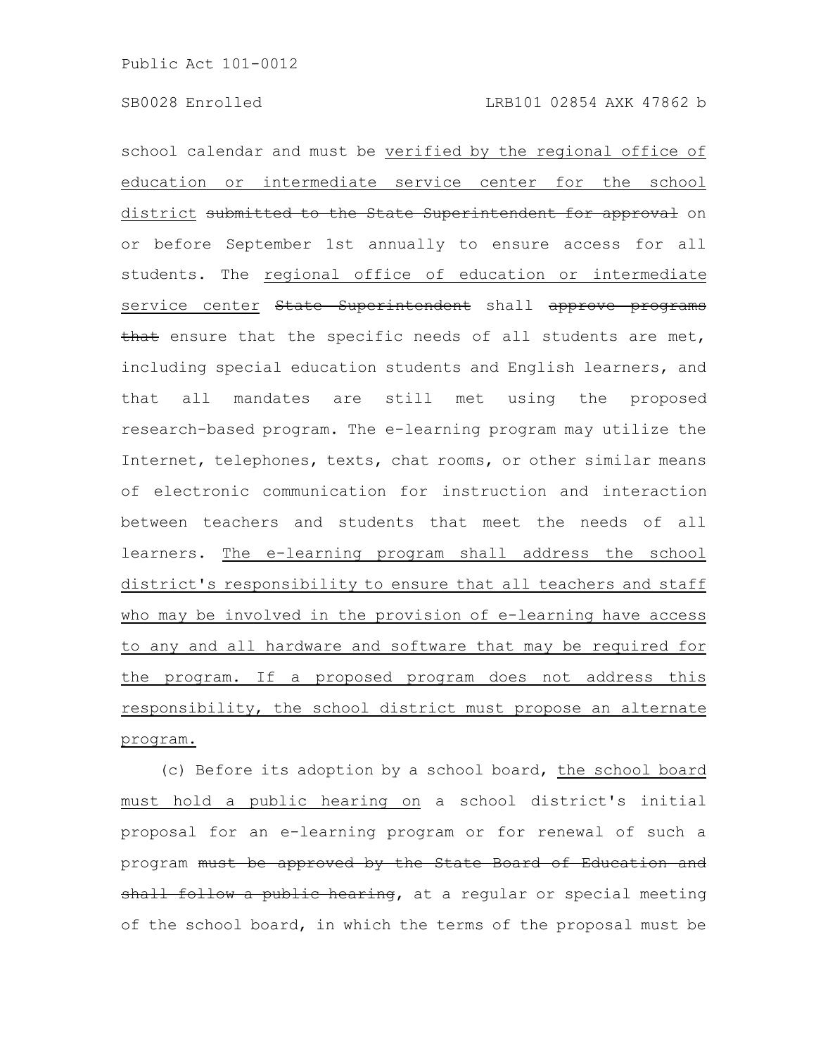school calendar and must be verified by the regional office of education or intermediate service center for the school district ~~submitted to the State Superintendent for approval~~ on or before September 1st annually to ensure access for all students. The regional office of education or intermediate service center ~~State Superintendent~~ shall ~~approve programs that~~ ensure that the specific needs of all students are met, including special education students and English learners, and that all mandates are still met using the proposed research-based program. The e-learning program may utilize the Internet, telephones, texts, chat rooms, or other similar means of electronic communication for instruction and interaction between teachers and students that meet the needs of all learners. The e-learning program shall address the school district's responsibility to ensure that all teachers and staff who may be involved in the provision of e-learning have access to any and all hardware and software that may be required for the program. If a proposed program does not address this responsibility, the school district must propose an alternate program.

(c) Before its adoption by a school board, the school board must hold a public hearing on a school district's initial proposal for an e-learning program or for renewal of such a program ~~must be approved by the State Board of Education and shall follow a public hearing~~, at a regular or special meeting of the school board, in which the terms of the proposal must be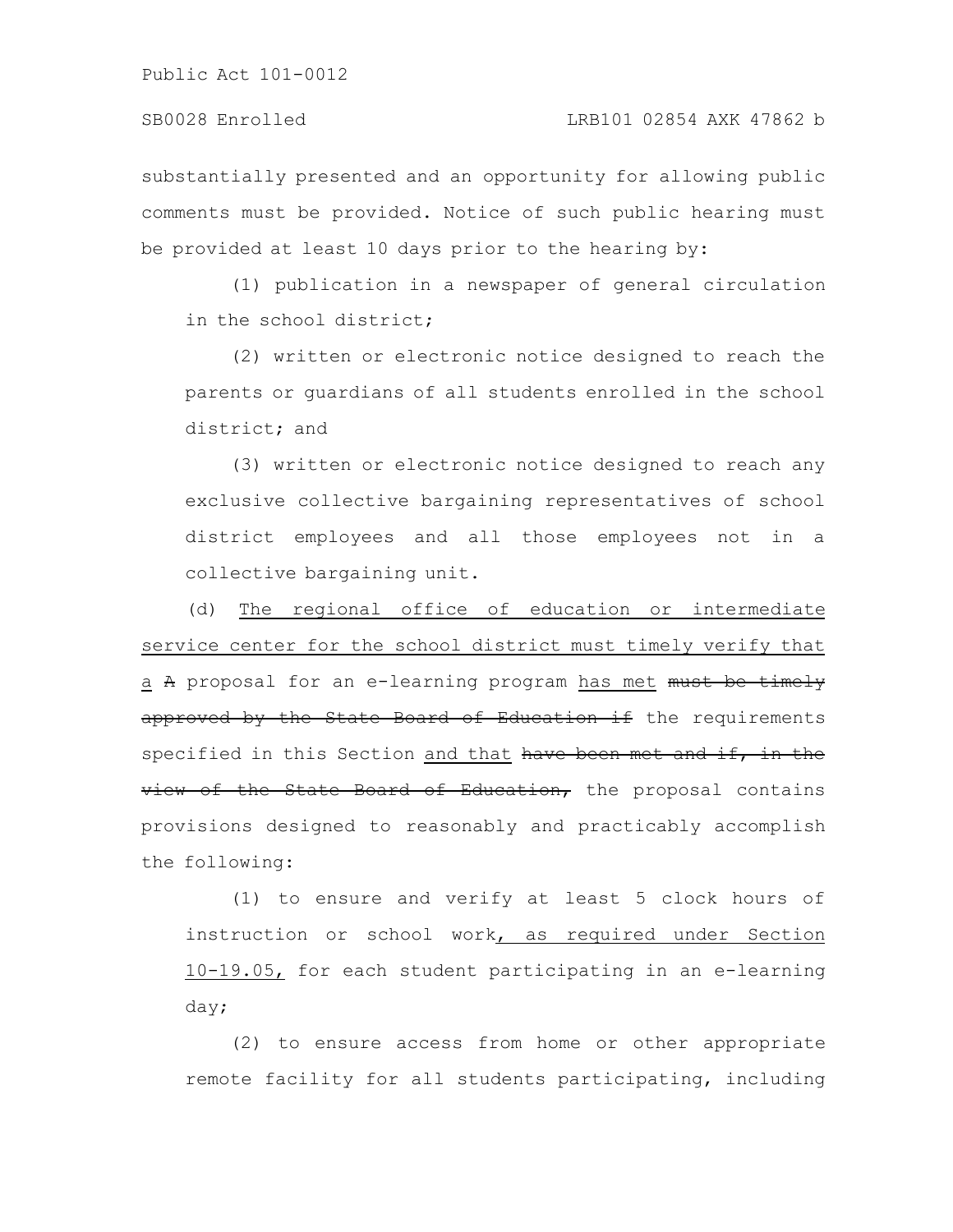substantially presented and an opportunity for allowing public comments must be provided. Notice of such public hearing must be provided at least 10 days prior to the hearing by:

(1) publication in a newspaper of general circulation in the school district;

(2) written or electronic notice designed to reach the parents or guardians of all students enrolled in the school district; and

(3) written or electronic notice designed to reach any exclusive collective bargaining representatives of school district employees and all those employees not in a collective bargaining unit.

(d) <u>The regional office of education or intermediate service center for the school district must timely verify that a</u> ~~A~~ proposal for an e-learning program <u>has met</u> ~~must be timely approved by the State Board of Education if~~ the requirements specified in this Section <u>and that</u> ~~have been met and if, in the view of the State Board of Education,~~ the proposal contains provisions designed to reasonably and practicably accomplish the following:

(1) to ensure and verify at least 5 clock hours of instruction or school work<u>, as required under Section 10-19.05,</u> for each student participating in an e-learning day;

(2) to ensure access from home or other appropriate remote facility for all students participating, including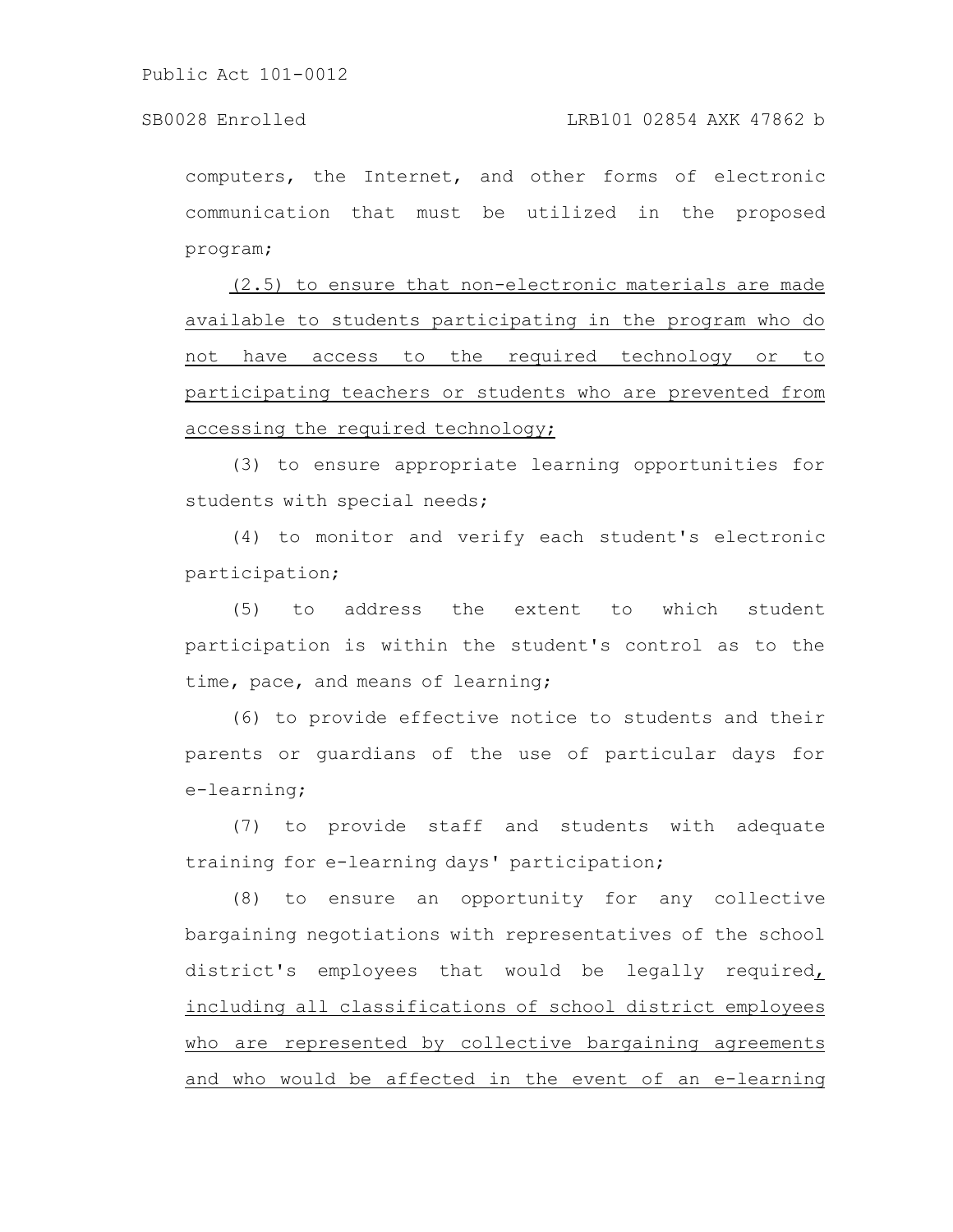computers, the Internet, and other forms of electronic communication that must be utilized in the proposed program;

(2.5) to ensure that non-electronic materials are made available to students participating in the program who do not have access to the required technology or to participating teachers or students who are prevented from accessing the required technology;

(3) to ensure appropriate learning opportunities for students with special needs;

(4) to monitor and verify each student's electronic participation;

(5) to address the extent to which student participation is within the student's control as to the time, pace, and means of learning;

(6) to provide effective notice to students and their parents or guardians of the use of particular days for e-learning;

(7) to provide staff and students with adequate training for e-learning days' participation;

(8) to ensure an opportunity for any collective bargaining negotiations with representatives of the school district's employees that would be legally required, including all classifications of school district employees who are represented by collective bargaining agreements and who would be affected in the event of an e-learning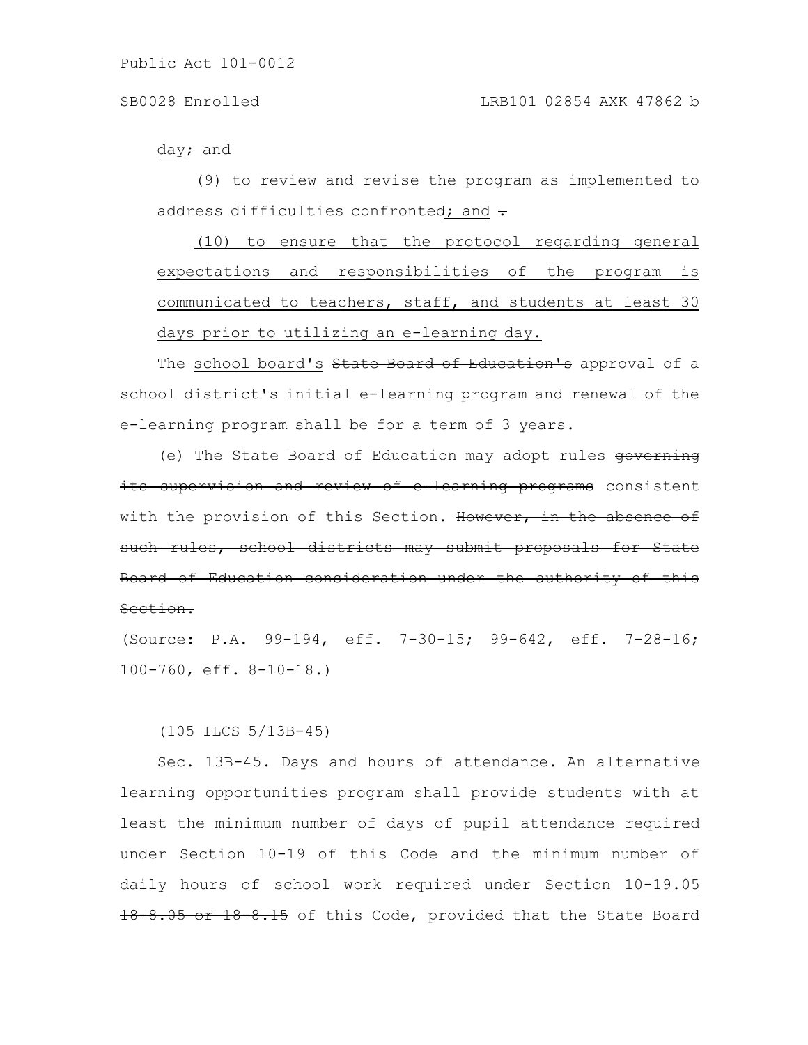day; ~~and~~

(9) to review and revise the program as implemented to address difficulties confronted; and ~~.~~

(10) to ensure that the protocol regarding general expectations and responsibilities of the program is communicated to teachers, staff, and students at least 30 days prior to utilizing an e-learning day.

The school board's ~~State Board of Education's~~ approval of a school district's initial e-learning program and renewal of the e-learning program shall be for a term of 3 years.

(e) The State Board of Education may adopt rules ~~governing its supervision and review of e-learning programs~~ consistent with the provision of this Section. ~~However, in the absence of such rules, school districts may submit proposals for State Board of Education consideration under the authority of this Section.~~

(Source: P.A. 99-194, eff. 7-30-15; 99-642, eff. 7-28-16; 100-760, eff. 8-10-18.)

(105 ILCS 5/13B-45)

Sec. 13B-45. Days and hours of attendance. An alternative learning opportunities program shall provide students with at least the minimum number of days of pupil attendance required under Section 10-19 of this Code and the minimum number of daily hours of school work required under Section 10-19.05 ~~18-8.05 or 18-8.15~~ of this Code, provided that the State Board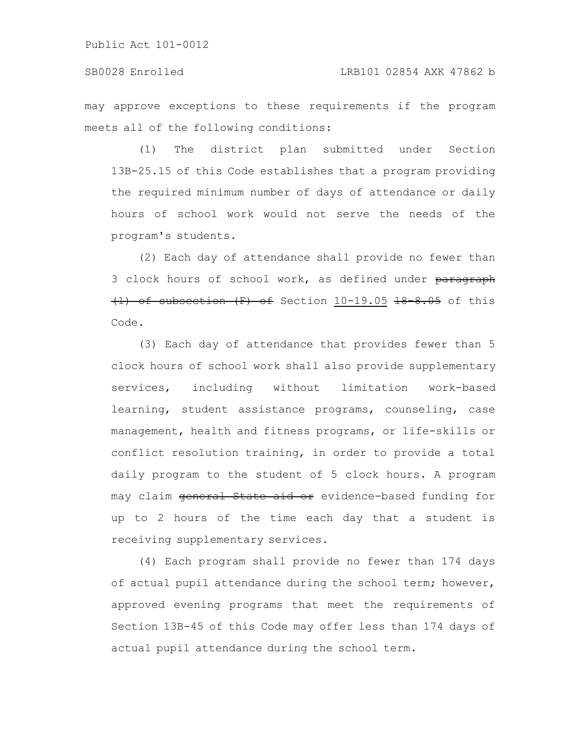may approve exceptions to these requirements if the program meets all of the following conditions:

(1) The district plan submitted under Section 13B-25.15 of this Code establishes that a program providing the required minimum number of days of attendance or daily hours of school work would not serve the needs of the program's students.

(2) Each day of attendance shall provide no fewer than 3 clock hours of school work, as defined under ~~paragraph (1) of subsection (F) of~~ Section <u>10-19.05</u> ~~18-8.05~~ of this Code.

(3) Each day of attendance that provides fewer than 5 clock hours of school work shall also provide supplementary services, including without limitation work-based learning, student assistance programs, counseling, case management, health and fitness programs, or life-skills or conflict resolution training, in order to provide a total daily program to the student of 5 clock hours. A program may claim ~~general State aid or~~ evidence-based funding for up to 2 hours of the time each day that a student is receiving supplementary services.

(4) Each program shall provide no fewer than 174 days of actual pupil attendance during the school term; however, approved evening programs that meet the requirements of Section 13B-45 of this Code may offer less than 174 days of actual pupil attendance during the school term.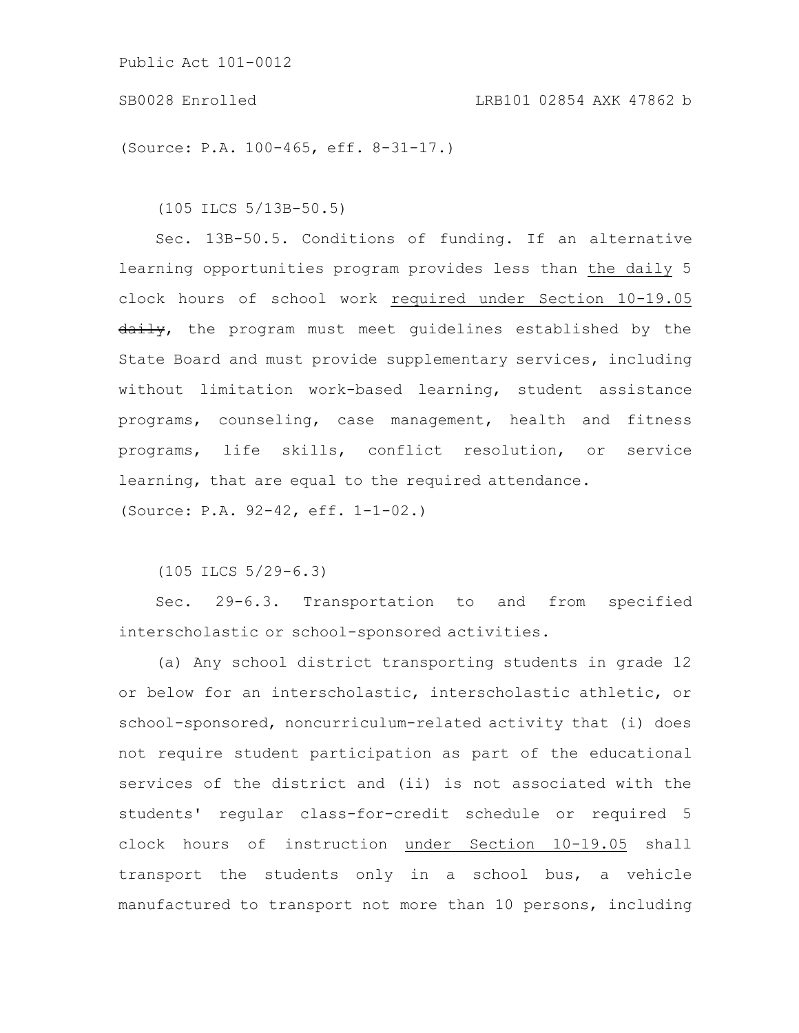(Source: P.A. 100-465, eff. 8-31-17.)

(105 ILCS 5/13B-50.5)

Sec. 13B-50.5. Conditions of funding. If an alternative learning opportunities program provides less than <u>the daily</u> 5 clock hours of school work <u>required under Section 10-19.05</u> ~~daily~~, the program must meet guidelines established by the State Board and must provide supplementary services, including without limitation work-based learning, student assistance programs, counseling, case management, health and fitness programs, life skills, conflict resolution, or service learning, that are equal to the required attendance.

(Source: P.A. 92-42, eff. 1-1-02.)

(105 ILCS 5/29-6.3)

Sec. 29-6.3. Transportation to and from specified interscholastic or school-sponsored activities.

(a) Any school district transporting students in grade 12 or below for an interscholastic, interscholastic athletic, or school-sponsored, noncurriculum-related activity that (i) does not require student participation as part of the educational services of the district and (ii) is not associated with the students' regular class-for-credit schedule or required 5 clock hours of instruction <u>under Section 10-19.05</u> shall transport the students only in a school bus, a vehicle manufactured to transport not more than 10 persons, including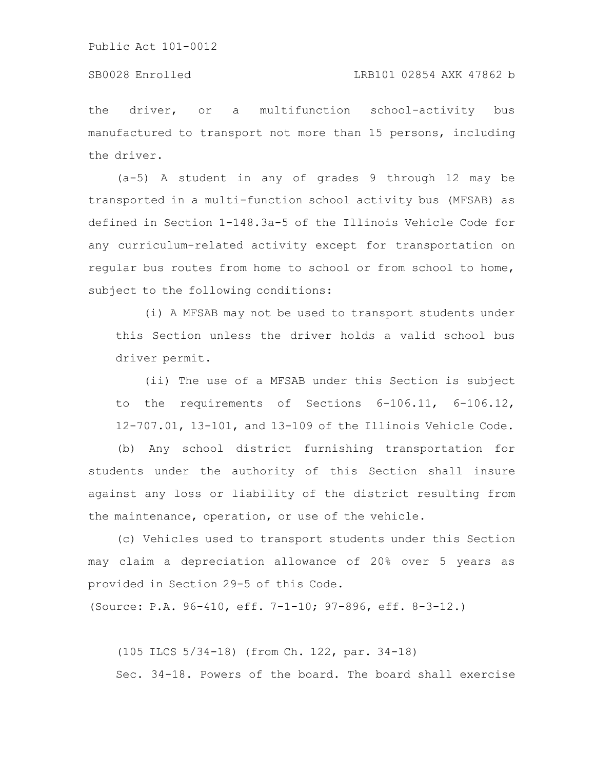the driver, or a multifunction school-activity bus manufactured to transport not more than 15 persons, including the driver.

(a-5) A student in any of grades 9 through 12 may be transported in a multi-function school activity bus (MFSAB) as defined in Section 1-148.3a-5 of the Illinois Vehicle Code for any curriculum-related activity except for transportation on regular bus routes from home to school or from school to home, subject to the following conditions:

(i) A MFSAB may not be used to transport students under this Section unless the driver holds a valid school bus driver permit.

(ii) The use of a MFSAB under this Section is subject to the requirements of Sections 6-106.11, 6-106.12, 12-707.01, 13-101, and 13-109 of the Illinois Vehicle Code.

(b) Any school district furnishing transportation for students under the authority of this Section shall insure against any loss or liability of the district resulting from the maintenance, operation, or use of the vehicle.

(c) Vehicles used to transport students under this Section may claim a depreciation allowance of 20% over 5 years as provided in Section 29-5 of this Code.

(Source: P.A. 96-410, eff. 7-1-10; 97-896, eff. 8-3-12.)

(105 ILCS 5/34-18) (from Ch. 122, par. 34-18)

Sec. 34-18. Powers of the board. The board shall exercise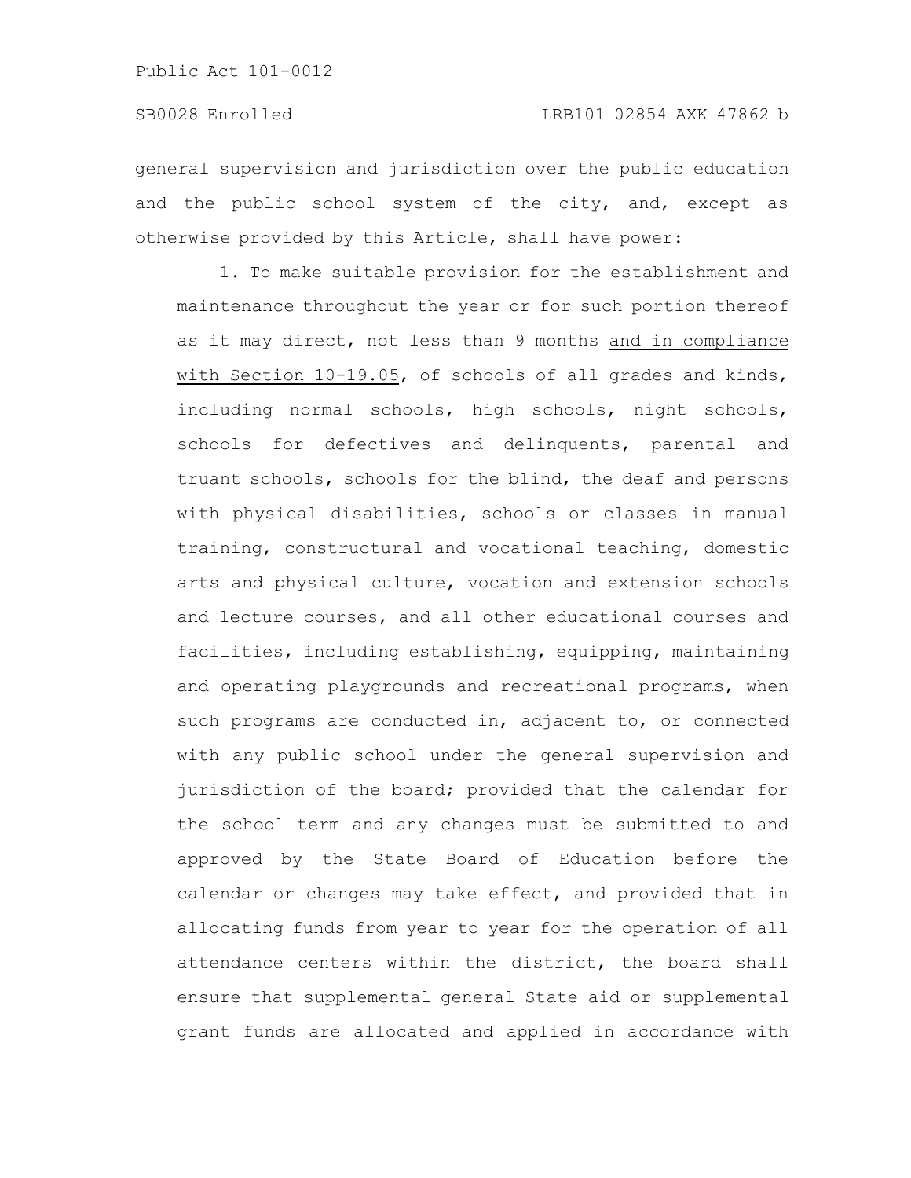general supervision and jurisdiction over the public education and the public school system of the city, and, except as otherwise provided by this Article, shall have power:

1. To make suitable provision for the establishment and maintenance throughout the year or for such portion thereof as it may direct, not less than 9 months <u>and in compliance with Section 10-19.05</u>, of schools of all grades and kinds, including normal schools, high schools, night schools, schools for defectives and delinquents, parental and truant schools, schools for the blind, the deaf and persons with physical disabilities, schools or classes in manual training, constructural and vocational teaching, domestic arts and physical culture, vocation and extension schools and lecture courses, and all other educational courses and facilities, including establishing, equipping, maintaining and operating playgrounds and recreational programs, when such programs are conducted in, adjacent to, or connected with any public school under the general supervision and jurisdiction of the board; provided that the calendar for the school term and any changes must be submitted to and approved by the State Board of Education before the calendar or changes may take effect, and provided that in allocating funds from year to year for the operation of all attendance centers within the district, the board shall ensure that supplemental general State aid or supplemental grant funds are allocated and applied in accordance with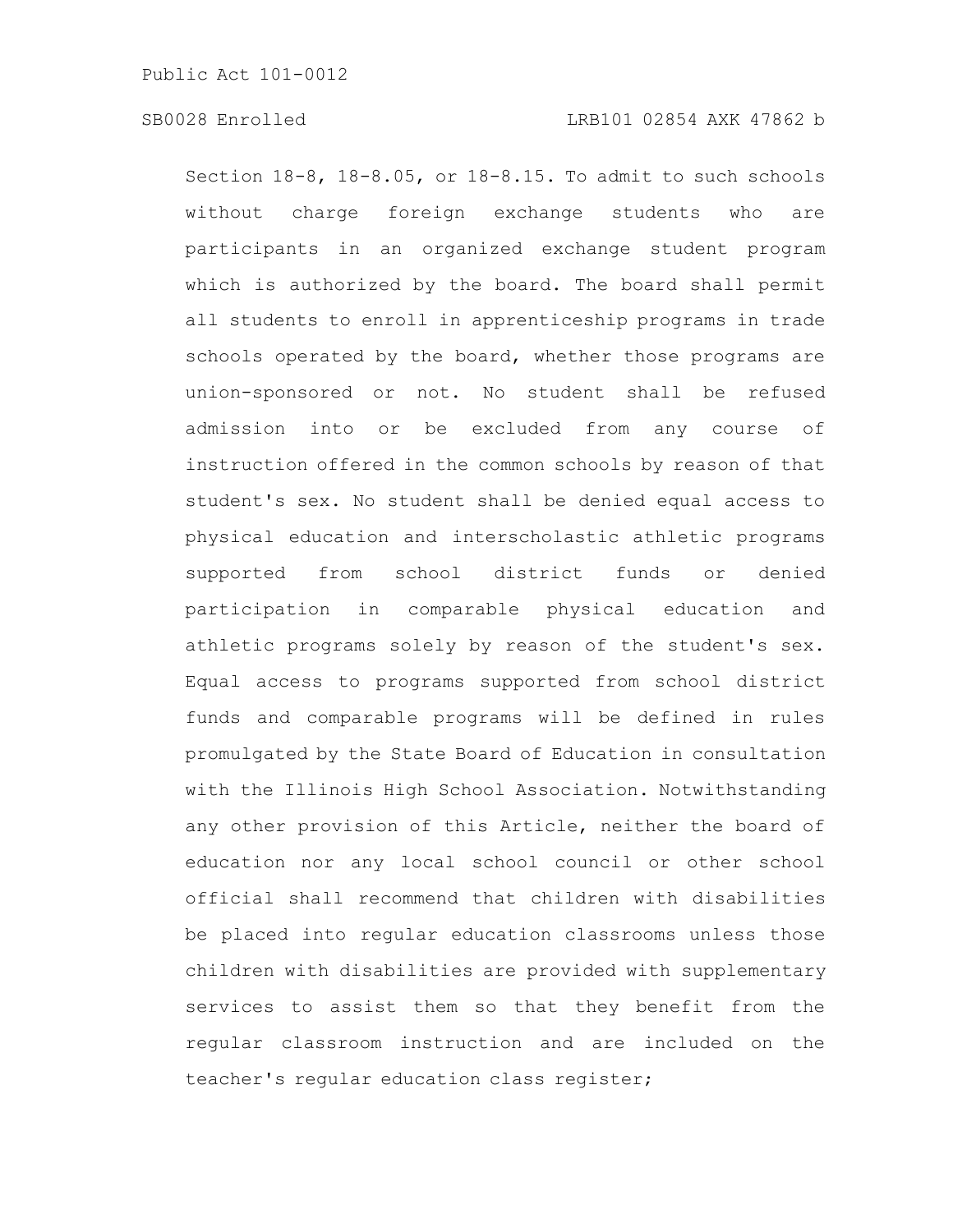Section 18-8, 18-8.05, or 18-8.15. To admit to such schools without charge foreign exchange students who are participants in an organized exchange student program which is authorized by the board. The board shall permit all students to enroll in apprenticeship programs in trade schools operated by the board, whether those programs are union-sponsored or not. No student shall be refused admission into or be excluded from any course of instruction offered in the common schools by reason of that student's sex. No student shall be denied equal access to physical education and interscholastic athletic programs supported from school district funds or denied participation in comparable physical education and athletic programs solely by reason of the student's sex. Equal access to programs supported from school district funds and comparable programs will be defined in rules promulgated by the State Board of Education in consultation with the Illinois High School Association. Notwithstanding any other provision of this Article, neither the board of education nor any local school council or other school official shall recommend that children with disabilities be placed into regular education classrooms unless those children with disabilities are provided with supplementary services to assist them so that they benefit from the regular classroom instruction and are included on the teacher's regular education class register;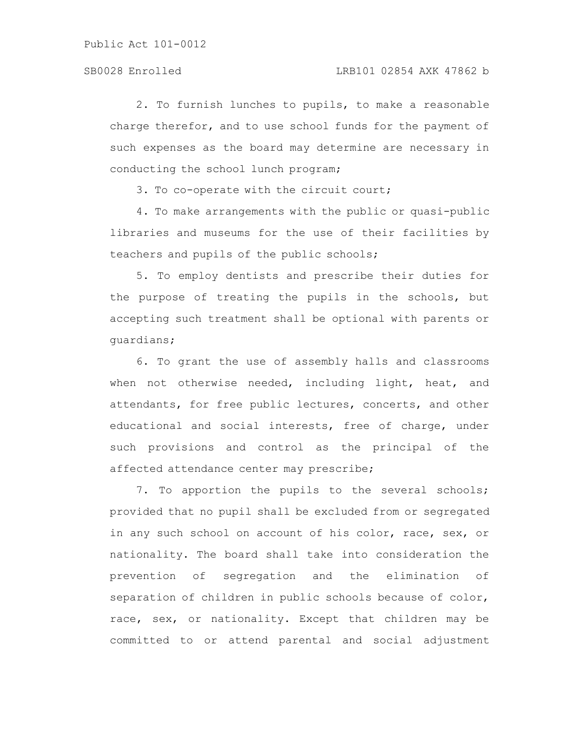2. To furnish lunches to pupils, to make a reasonable charge therefor, and to use school funds for the payment of such expenses as the board may determine are necessary in conducting the school lunch program;

3. To co-operate with the circuit court;

4. To make arrangements with the public or quasi-public libraries and museums for the use of their facilities by teachers and pupils of the public schools;

5. To employ dentists and prescribe their duties for the purpose of treating the pupils in the schools, but accepting such treatment shall be optional with parents or guardians;

6. To grant the use of assembly halls and classrooms when not otherwise needed, including light, heat, and attendants, for free public lectures, concerts, and other educational and social interests, free of charge, under such provisions and control as the principal of the affected attendance center may prescribe;

7. To apportion the pupils to the several schools; provided that no pupil shall be excluded from or segregated in any such school on account of his color, race, sex, or nationality. The board shall take into consideration the prevention of segregation and the elimination of separation of children in public schools because of color, race, sex, or nationality. Except that children may be committed to or attend parental and social adjustment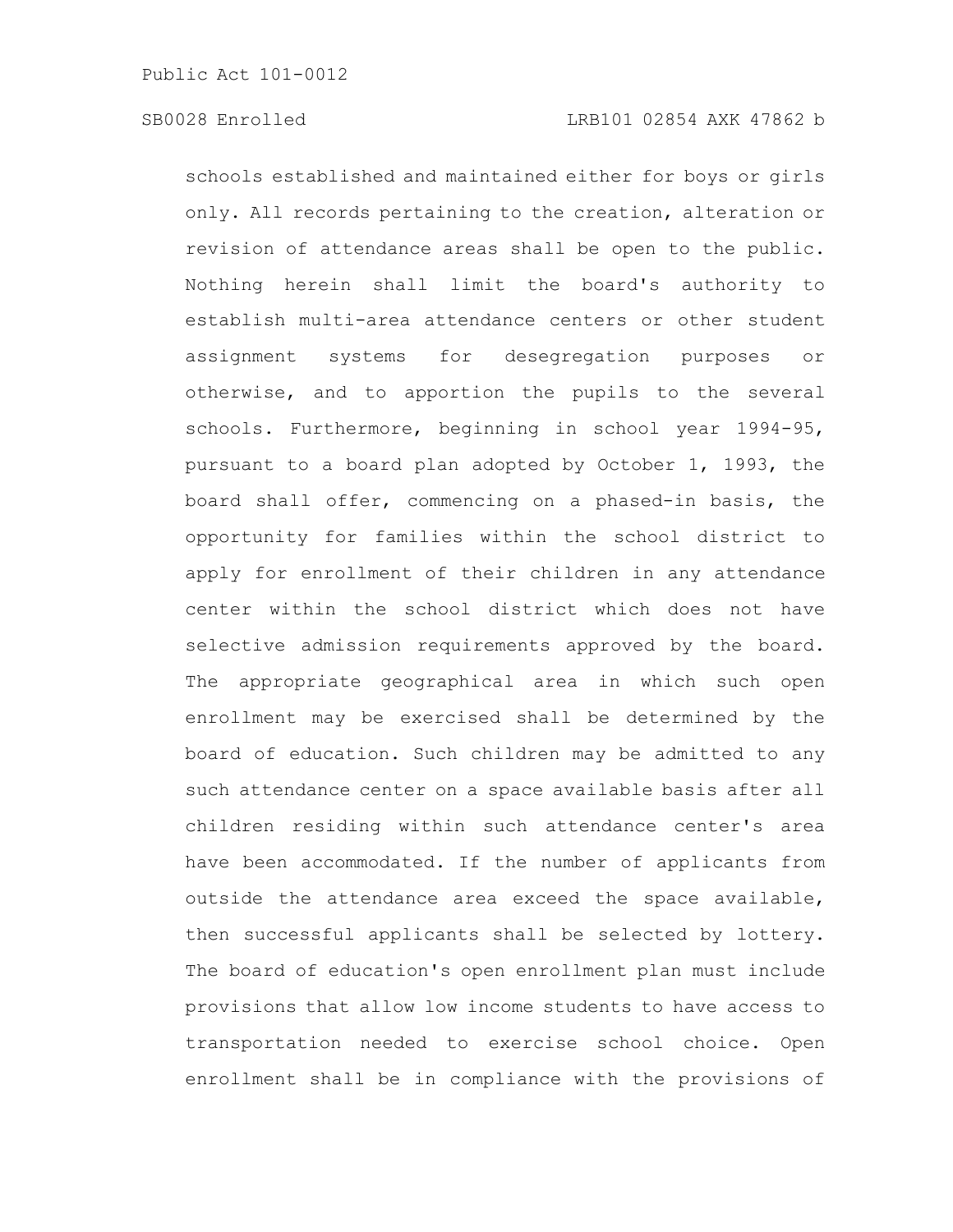schools established and maintained either for boys or girls only. All records pertaining to the creation, alteration or revision of attendance areas shall be open to the public. Nothing herein shall limit the board's authority to establish multi-area attendance centers or other student assignment systems for desegregation purposes or otherwise, and to apportion the pupils to the several schools. Furthermore, beginning in school year 1994-95, pursuant to a board plan adopted by October 1, 1993, the board shall offer, commencing on a phased-in basis, the opportunity for families within the school district to apply for enrollment of their children in any attendance center within the school district which does not have selective admission requirements approved by the board. The appropriate geographical area in which such open enrollment may be exercised shall be determined by the board of education. Such children may be admitted to any such attendance center on a space available basis after all children residing within such attendance center's area have been accommodated. If the number of applicants from outside the attendance area exceed the space available, then successful applicants shall be selected by lottery. The board of education's open enrollment plan must include provisions that allow low income students to have access to transportation needed to exercise school choice. Open enrollment shall be in compliance with the provisions of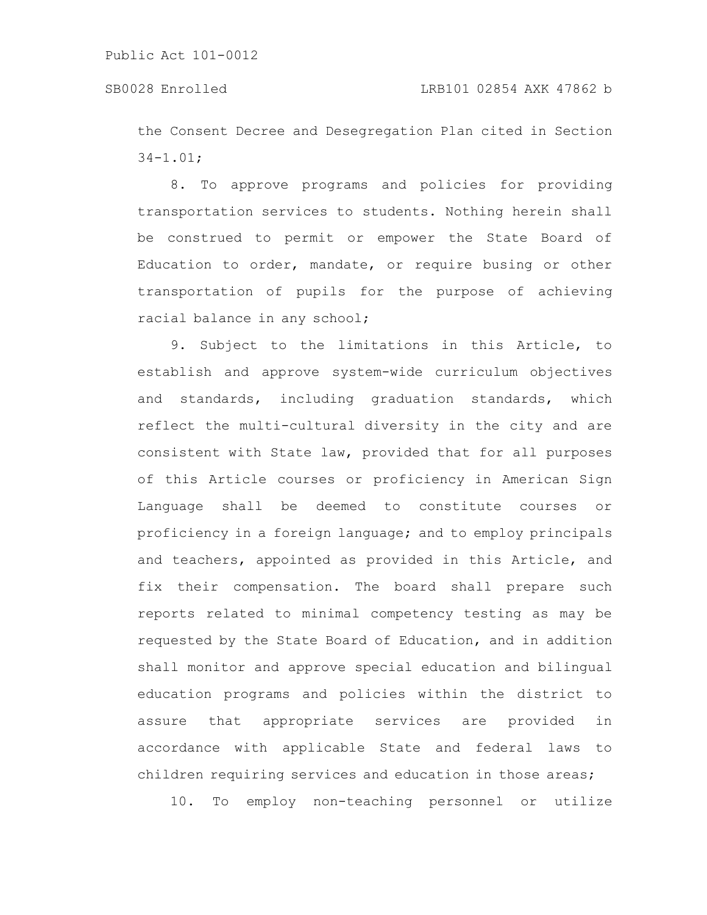the Consent Decree and Desegregation Plan cited in Section 34-1.01;

8. To approve programs and policies for providing transportation services to students. Nothing herein shall be construed to permit or empower the State Board of Education to order, mandate, or require busing or other transportation of pupils for the purpose of achieving racial balance in any school;

9. Subject to the limitations in this Article, to establish and approve system-wide curriculum objectives and standards, including graduation standards, which reflect the multi-cultural diversity in the city and are consistent with State law, provided that for all purposes of this Article courses or proficiency in American Sign Language shall be deemed to constitute courses or proficiency in a foreign language; and to employ principals and teachers, appointed as provided in this Article, and fix their compensation. The board shall prepare such reports related to minimal competency testing as may be requested by the State Board of Education, and in addition shall monitor and approve special education and bilingual education programs and policies within the district to assure that appropriate services are provided in accordance with applicable State and federal laws to children requiring services and education in those areas;

10. To employ non-teaching personnel or utilize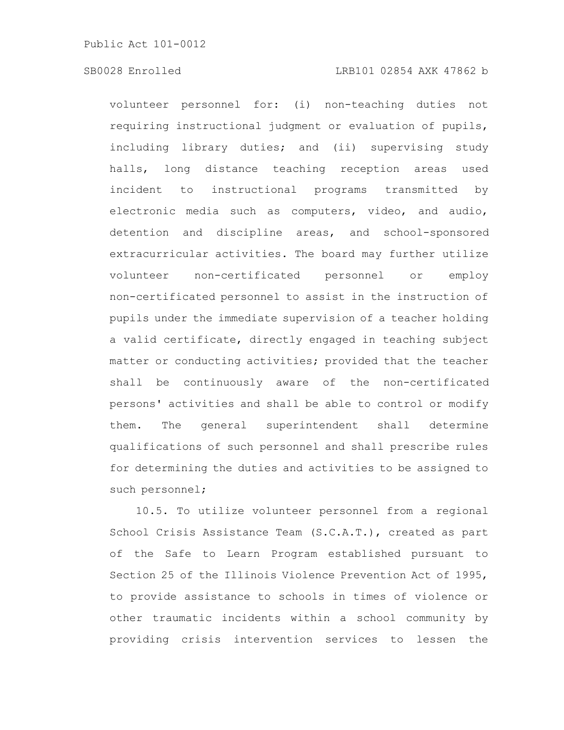volunteer personnel for: (i) non-teaching duties not requiring instructional judgment or evaluation of pupils, including library duties; and (ii) supervising study halls, long distance teaching reception areas used incident to instructional programs transmitted by electronic media such as computers, video, and audio, detention and discipline areas, and school-sponsored extracurricular activities. The board may further utilize volunteer non-certificated personnel or employ non-certificated personnel to assist in the instruction of pupils under the immediate supervision of a teacher holding a valid certificate, directly engaged in teaching subject matter or conducting activities; provided that the teacher shall be continuously aware of the non-certificated persons' activities and shall be able to control or modify them. The general superintendent shall determine qualifications of such personnel and shall prescribe rules for determining the duties and activities to be assigned to such personnel;

10.5. To utilize volunteer personnel from a regional School Crisis Assistance Team (S.C.A.T.), created as part of the Safe to Learn Program established pursuant to Section 25 of the Illinois Violence Prevention Act of 1995, to provide assistance to schools in times of violence or other traumatic incidents within a school community by providing crisis intervention services to lessen the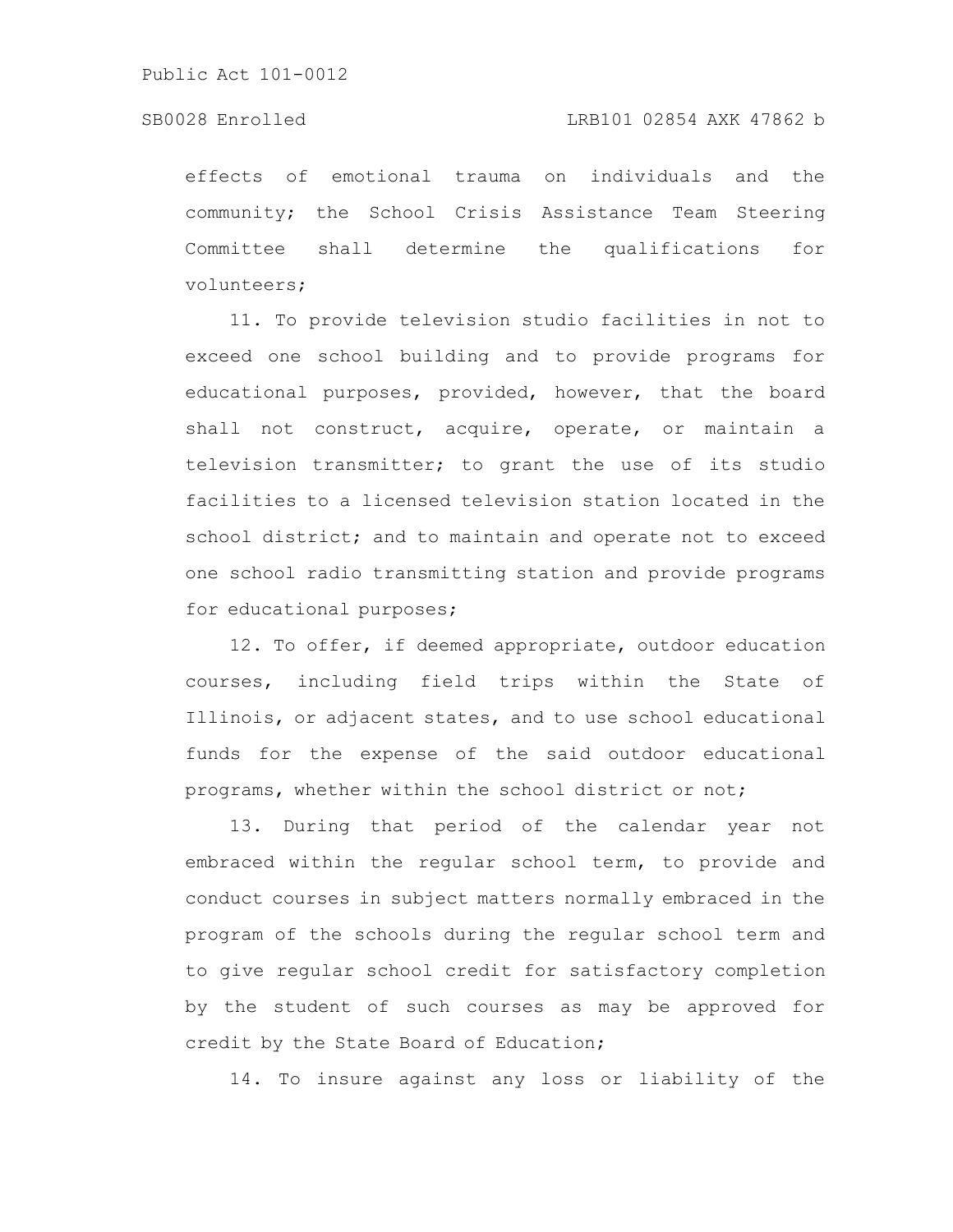effects of emotional trauma on individuals and the community; the School Crisis Assistance Team Steering Committee shall determine the qualifications for volunteers;

11. To provide television studio facilities in not to exceed one school building and to provide programs for educational purposes, provided, however, that the board shall not construct, acquire, operate, or maintain a television transmitter; to grant the use of its studio facilities to a licensed television station located in the school district; and to maintain and operate not to exceed one school radio transmitting station and provide programs for educational purposes;

12. To offer, if deemed appropriate, outdoor education courses, including field trips within the State of Illinois, or adjacent states, and to use school educational funds for the expense of the said outdoor educational programs, whether within the school district or not;

13. During that period of the calendar year not embraced within the regular school term, to provide and conduct courses in subject matters normally embraced in the program of the schools during the regular school term and to give regular school credit for satisfactory completion by the student of such courses as may be approved for credit by the State Board of Education;

14. To insure against any loss or liability of the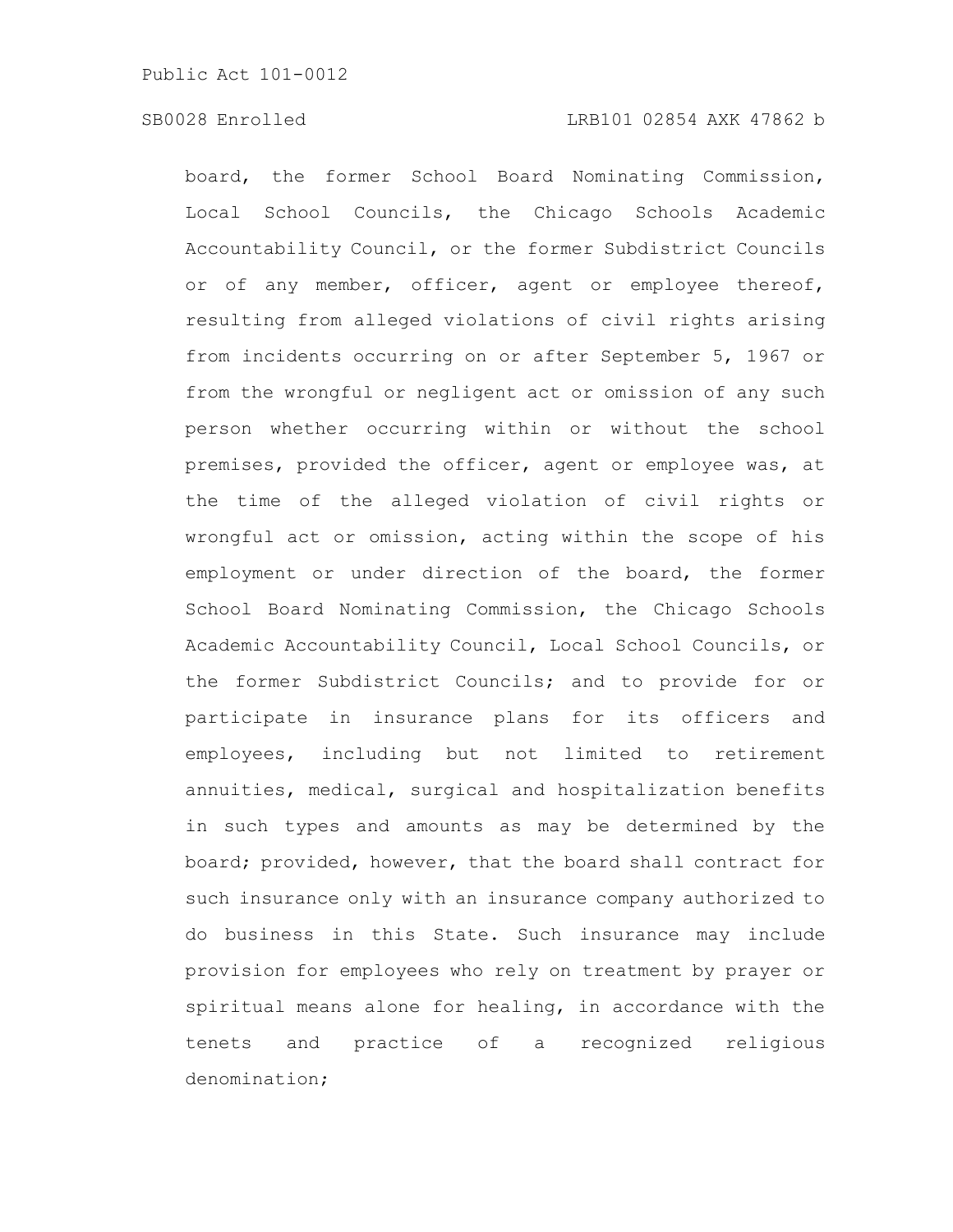board, the former School Board Nominating Commission, Local School Councils, the Chicago Schools Academic Accountability Council, or the former Subdistrict Councils or of any member, officer, agent or employee thereof, resulting from alleged violations of civil rights arising from incidents occurring on or after September 5, 1967 or from the wrongful or negligent act or omission of any such person whether occurring within or without the school premises, provided the officer, agent or employee was, at the time of the alleged violation of civil rights or wrongful act or omission, acting within the scope of his employment or under direction of the board, the former School Board Nominating Commission, the Chicago Schools Academic Accountability Council, Local School Councils, or the former Subdistrict Councils; and to provide for or participate in insurance plans for its officers and employees, including but not limited to retirement annuities, medical, surgical and hospitalization benefits in such types and amounts as may be determined by the board; provided, however, that the board shall contract for such insurance only with an insurance company authorized to do business in this State. Such insurance may include provision for employees who rely on treatment by prayer or spiritual means alone for healing, in accordance with the tenets and practice of a recognized religious denomination;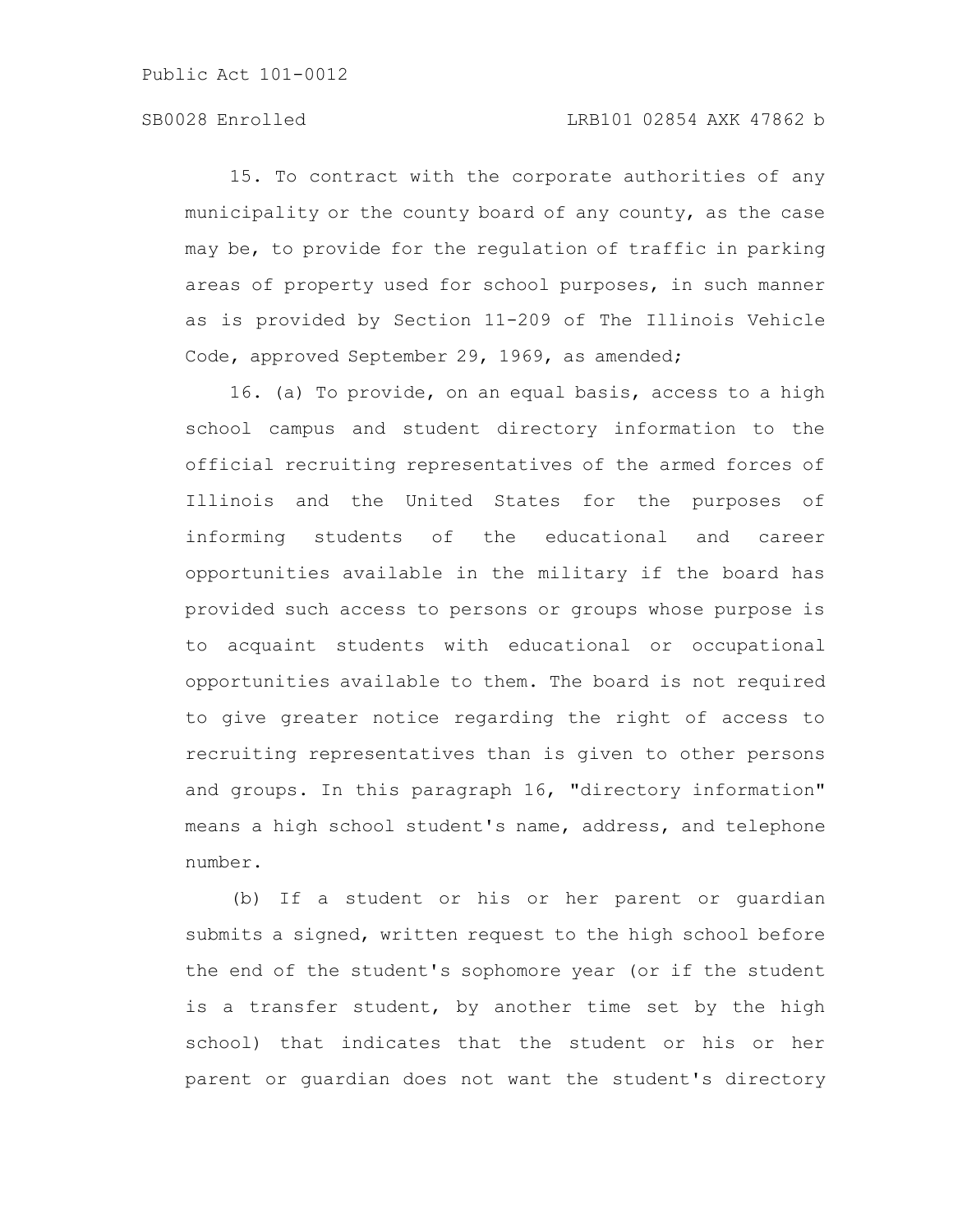15. To contract with the corporate authorities of any municipality or the county board of any county, as the case may be, to provide for the regulation of traffic in parking areas of property used for school purposes, in such manner as is provided by Section 11-209 of The Illinois Vehicle Code, approved September 29, 1969, as amended;

16. (a) To provide, on an equal basis, access to a high school campus and student directory information to the official recruiting representatives of the armed forces of Illinois and the United States for the purposes of informing students of the educational and career opportunities available in the military if the board has provided such access to persons or groups whose purpose is to acquaint students with educational or occupational opportunities available to them. The board is not required to give greater notice regarding the right of access to recruiting representatives than is given to other persons and groups. In this paragraph 16, "directory information" means a high school student's name, address, and telephone number.

(b) If a student or his or her parent or guardian submits a signed, written request to the high school before the end of the student's sophomore year (or if the student is a transfer student, by another time set by the high school) that indicates that the student or his or her parent or guardian does not want the student's directory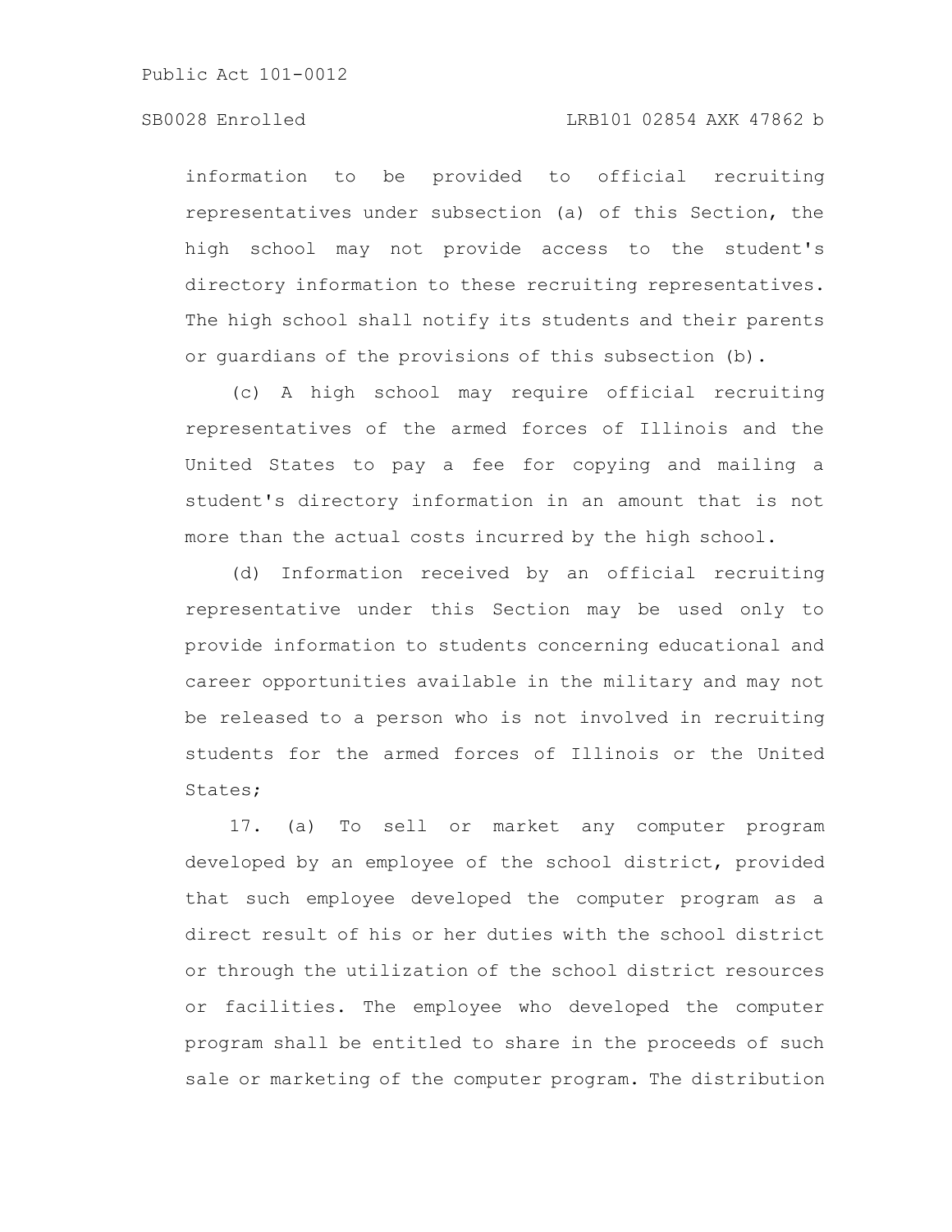information to be provided to official recruiting representatives under subsection (a) of this Section, the high school may not provide access to the student's directory information to these recruiting representatives. The high school shall notify its students and their parents or guardians of the provisions of this subsection (b).

(c) A high school may require official recruiting representatives of the armed forces of Illinois and the United States to pay a fee for copying and mailing a student's directory information in an amount that is not more than the actual costs incurred by the high school.

(d) Information received by an official recruiting representative under this Section may be used only to provide information to students concerning educational and career opportunities available in the military and may not be released to a person who is not involved in recruiting students for the armed forces of Illinois or the United States;

17. (a) To sell or market any computer program developed by an employee of the school district, provided that such employee developed the computer program as a direct result of his or her duties with the school district or through the utilization of the school district resources or facilities. The employee who developed the computer program shall be entitled to share in the proceeds of such sale or marketing of the computer program. The distribution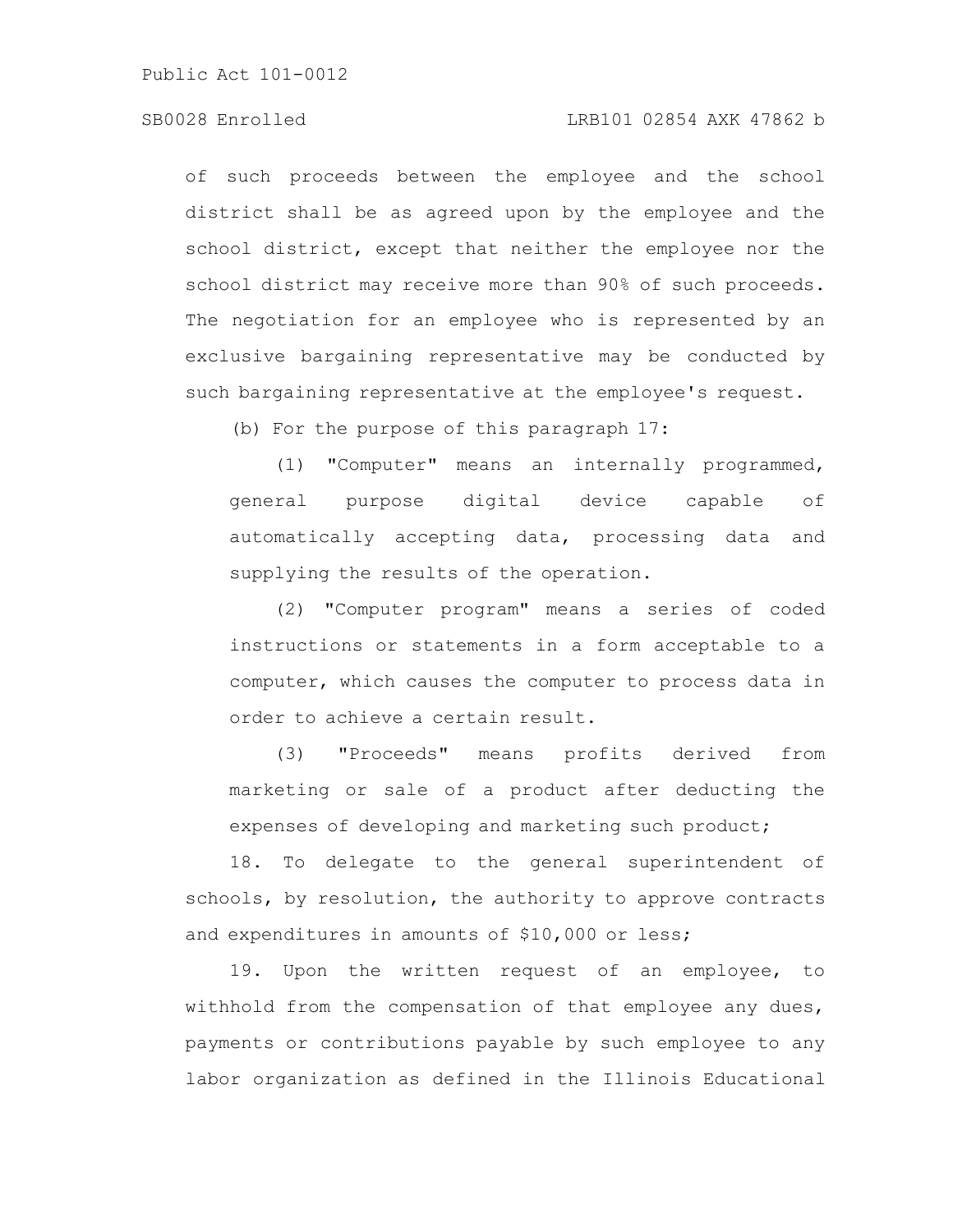of such proceeds between the employee and the school district shall be as agreed upon by the employee and the school district, except that neither the employee nor the school district may receive more than 90% of such proceeds. The negotiation for an employee who is represented by an exclusive bargaining representative may be conducted by such bargaining representative at the employee's request.

(b) For the purpose of this paragraph 17:

(1) "Computer" means an internally programmed, general purpose digital device capable of automatically accepting data, processing data and supplying the results of the operation.

(2) "Computer program" means a series of coded instructions or statements in a form acceptable to a computer, which causes the computer to process data in order to achieve a certain result.

(3) "Proceeds" means profits derived from marketing or sale of a product after deducting the expenses of developing and marketing such product;

18. To delegate to the general superintendent of schools, by resolution, the authority to approve contracts and expenditures in amounts of $10,000 or less;

19. Upon the written request of an employee, to withhold from the compensation of that employee any dues, payments or contributions payable by such employee to any labor organization as defined in the Illinois Educational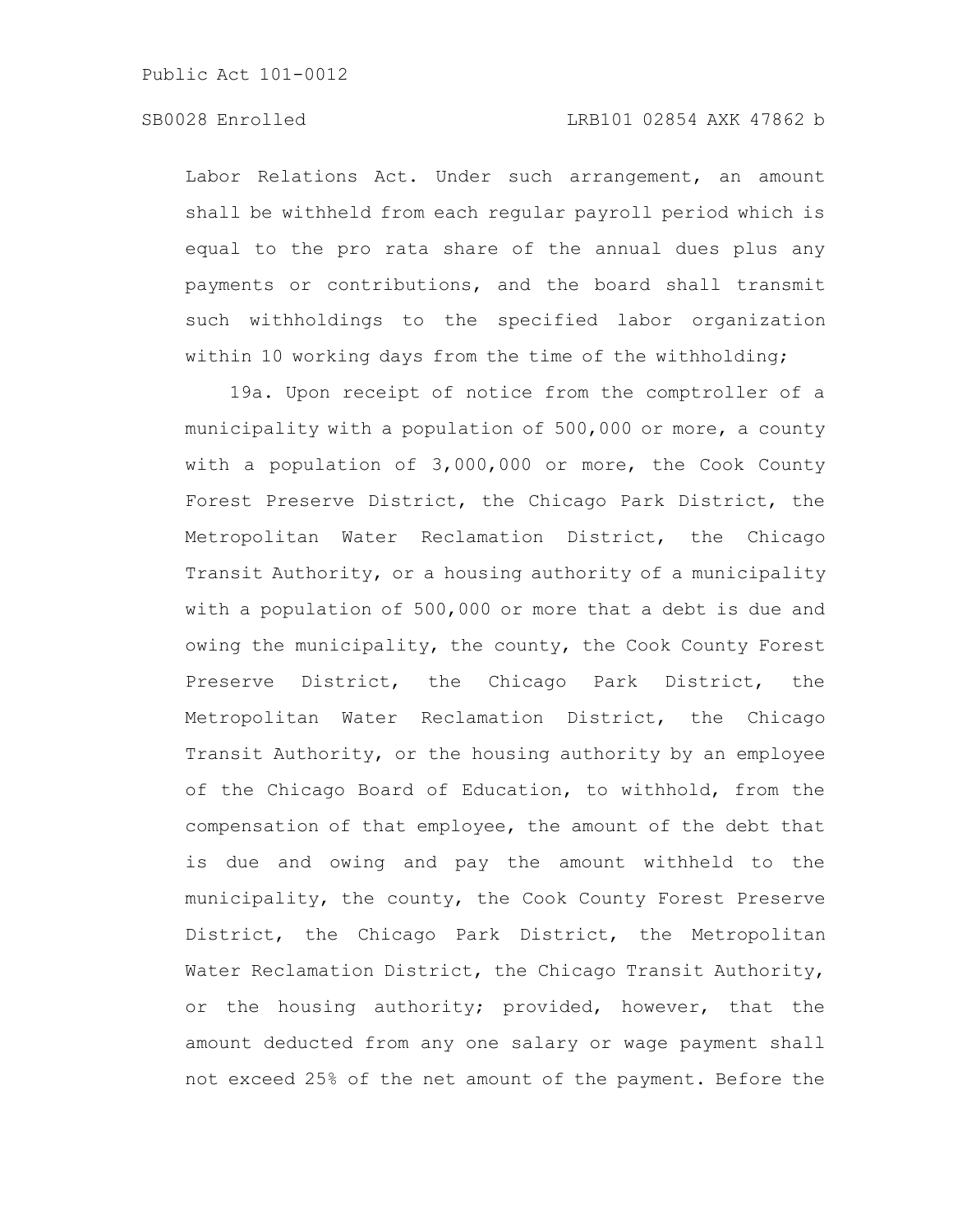Labor Relations Act. Under such arrangement, an amount shall be withheld from each regular payroll period which is equal to the pro rata share of the annual dues plus any payments or contributions, and the board shall transmit such withholdings to the specified labor organization within 10 working days from the time of the withholding;

19a. Upon receipt of notice from the comptroller of a municipality with a population of 500,000 or more, a county with a population of 3,000,000 or more, the Cook County Forest Preserve District, the Chicago Park District, the Metropolitan Water Reclamation District, the Chicago Transit Authority, or a housing authority of a municipality with a population of 500,000 or more that a debt is due and owing the municipality, the county, the Cook County Forest Preserve District, the Chicago Park District, the Metropolitan Water Reclamation District, the Chicago Transit Authority, or the housing authority by an employee of the Chicago Board of Education, to withhold, from the compensation of that employee, the amount of the debt that is due and owing and pay the amount withheld to the municipality, the county, the Cook County Forest Preserve District, the Chicago Park District, the Metropolitan Water Reclamation District, the Chicago Transit Authority, or the housing authority; provided, however, that the amount deducted from any one salary or wage payment shall not exceed 25% of the net amount of the payment. Before the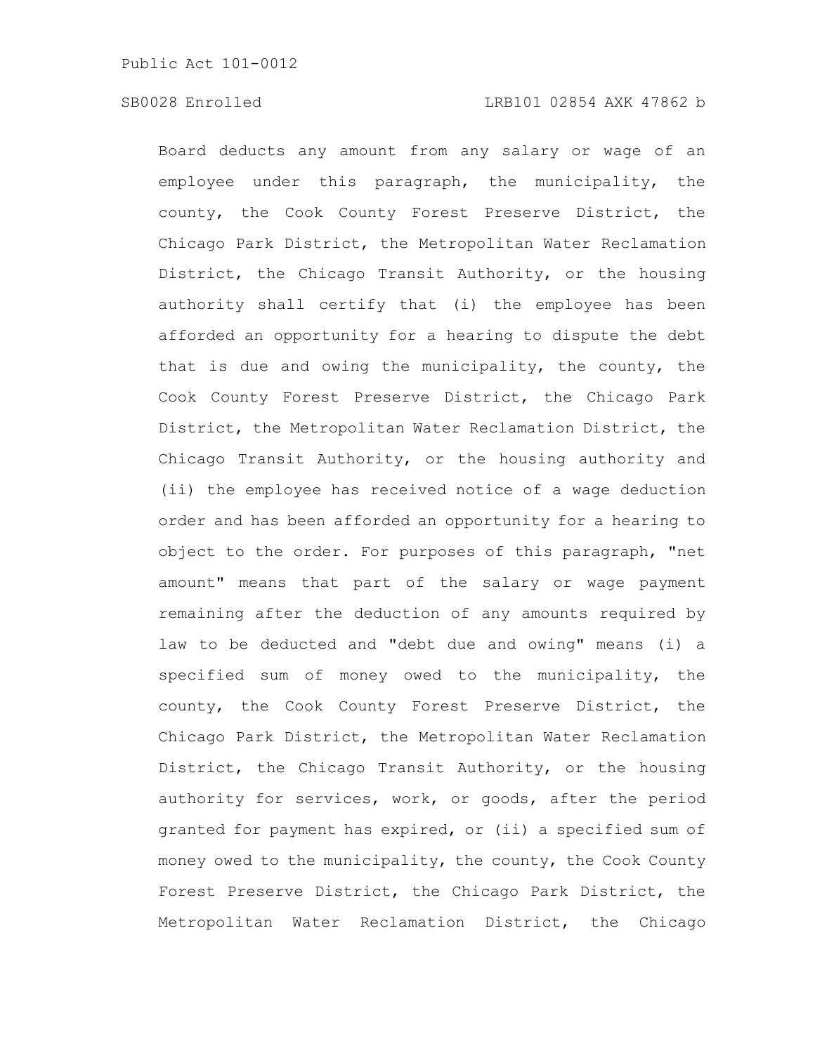Board deducts any amount from any salary or wage of an employee under this paragraph, the municipality, the county, the Cook County Forest Preserve District, the Chicago Park District, the Metropolitan Water Reclamation District, the Chicago Transit Authority, or the housing authority shall certify that (i) the employee has been afforded an opportunity for a hearing to dispute the debt that is due and owing the municipality, the county, the Cook County Forest Preserve District, the Chicago Park District, the Metropolitan Water Reclamation District, the Chicago Transit Authority, or the housing authority and (ii) the employee has received notice of a wage deduction order and has been afforded an opportunity for a hearing to object to the order. For purposes of this paragraph, "net amount" means that part of the salary or wage payment remaining after the deduction of any amounts required by law to be deducted and "debt due and owing" means (i) a specified sum of money owed to the municipality, the county, the Cook County Forest Preserve District, the Chicago Park District, the Metropolitan Water Reclamation District, the Chicago Transit Authority, or the housing authority for services, work, or goods, after the period granted for payment has expired, or (ii) a specified sum of money owed to the municipality, the county, the Cook County Forest Preserve District, the Chicago Park District, the Metropolitan Water Reclamation District, the Chicago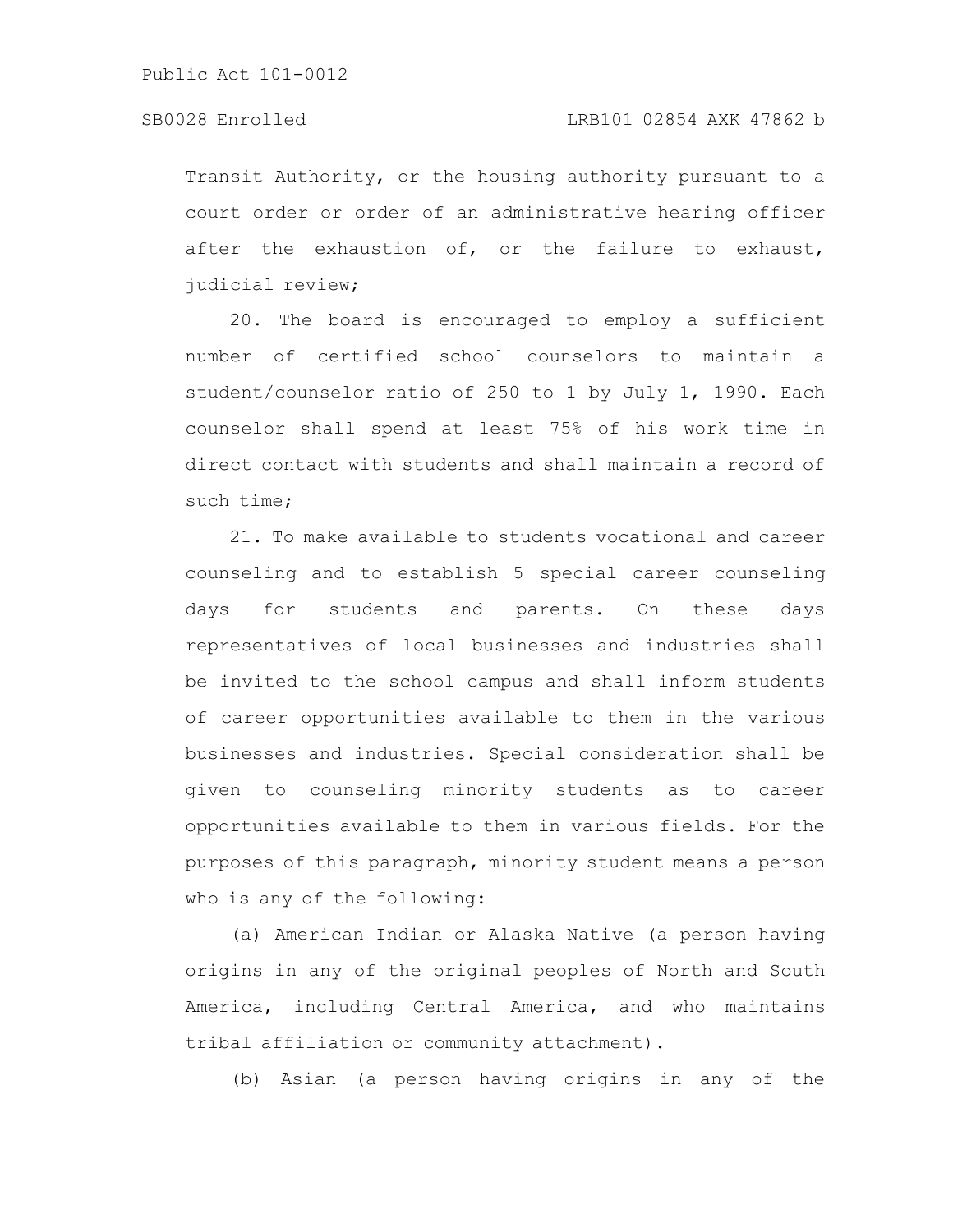Transit Authority, or the housing authority pursuant to a court order or order of an administrative hearing officer after the exhaustion of, or the failure to exhaust, judicial review;

20. The board is encouraged to employ a sufficient number of certified school counselors to maintain a student/counselor ratio of 250 to 1 by July 1, 1990. Each counselor shall spend at least 75% of his work time in direct contact with students and shall maintain a record of such time;

21. To make available to students vocational and career counseling and to establish 5 special career counseling days for students and parents. On these days representatives of local businesses and industries shall be invited to the school campus and shall inform students of career opportunities available to them in the various businesses and industries. Special consideration shall be given to counseling minority students as to career opportunities available to them in various fields. For the purposes of this paragraph, minority student means a person who is any of the following:

(a) American Indian or Alaska Native (a person having origins in any of the original peoples of North and South America, including Central America, and who maintains tribal affiliation or community attachment).

(b) Asian (a person having origins in any of the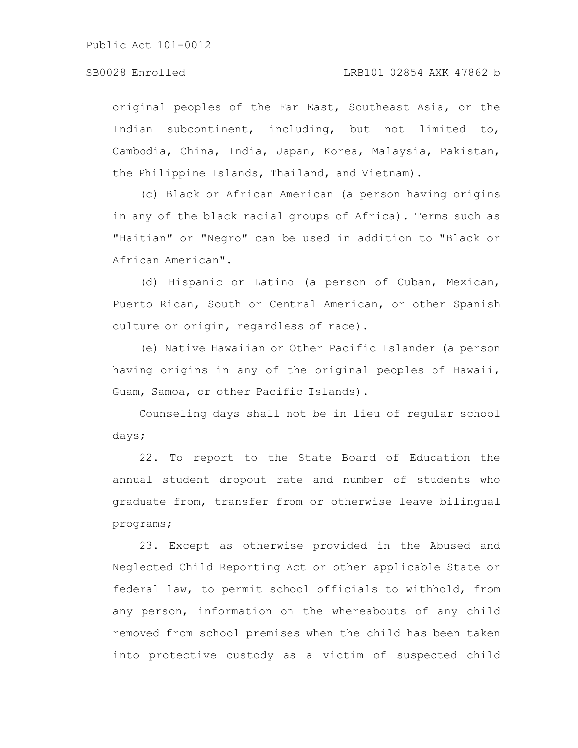original peoples of the Far East, Southeast Asia, or the Indian subcontinent, including, but not limited to, Cambodia, China, India, Japan, Korea, Malaysia, Pakistan, the Philippine Islands, Thailand, and Vietnam).

(c) Black or African American (a person having origins in any of the black racial groups of Africa). Terms such as "Haitian" or "Negro" can be used in addition to "Black or African American".

(d) Hispanic or Latino (a person of Cuban, Mexican, Puerto Rican, South or Central American, or other Spanish culture or origin, regardless of race).

(e) Native Hawaiian or Other Pacific Islander (a person having origins in any of the original peoples of Hawaii, Guam, Samoa, or other Pacific Islands).

Counseling days shall not be in lieu of regular school days;

22. To report to the State Board of Education the annual student dropout rate and number of students who graduate from, transfer from or otherwise leave bilingual programs;

23. Except as otherwise provided in the Abused and Neglected Child Reporting Act or other applicable State or federal law, to permit school officials to withhold, from any person, information on the whereabouts of any child removed from school premises when the child has been taken into protective custody as a victim of suspected child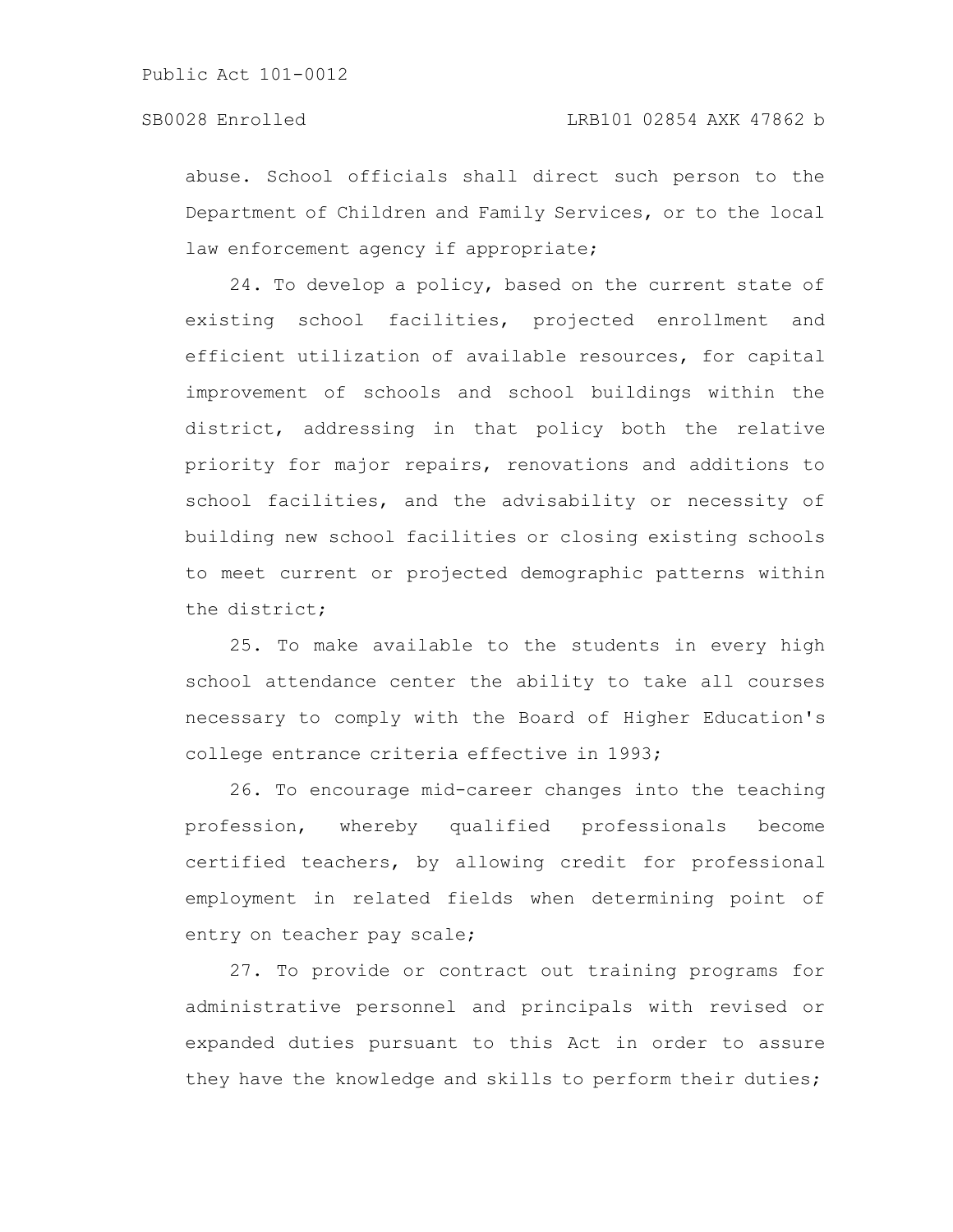abuse. School officials shall direct such person to the Department of Children and Family Services, or to the local law enforcement agency if appropriate;

24. To develop a policy, based on the current state of existing school facilities, projected enrollment and efficient utilization of available resources, for capital improvement of schools and school buildings within the district, addressing in that policy both the relative priority for major repairs, renovations and additions to school facilities, and the advisability or necessity of building new school facilities or closing existing schools to meet current or projected demographic patterns within the district;

25. To make available to the students in every high school attendance center the ability to take all courses necessary to comply with the Board of Higher Education's college entrance criteria effective in 1993;

26. To encourage mid-career changes into the teaching profession, whereby qualified professionals become certified teachers, by allowing credit for professional employment in related fields when determining point of entry on teacher pay scale;

27. To provide or contract out training programs for administrative personnel and principals with revised or expanded duties pursuant to this Act in order to assure they have the knowledge and skills to perform their duties;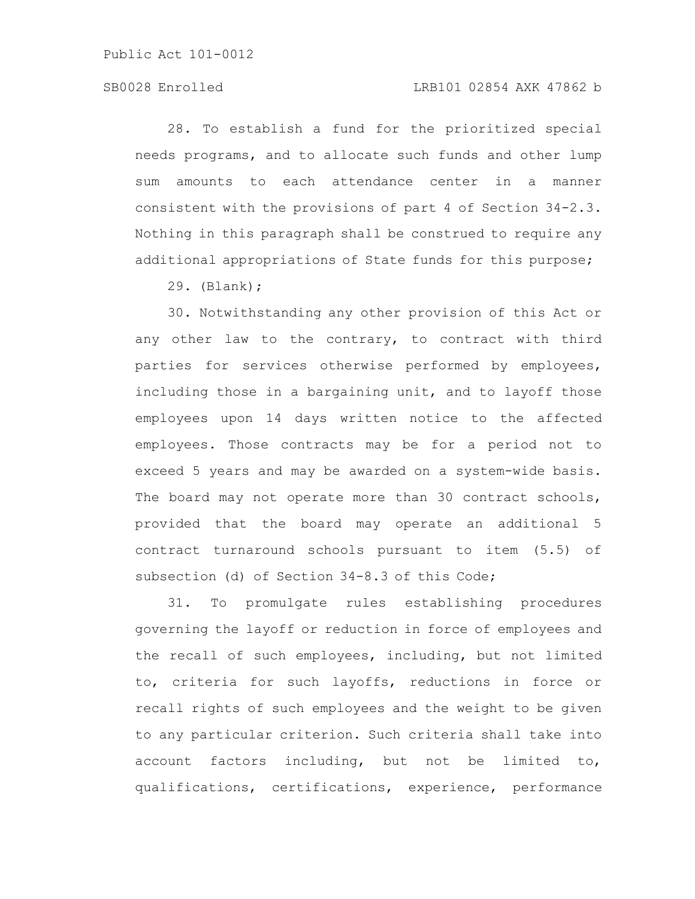28. To establish a fund for the prioritized special needs programs, and to allocate such funds and other lump sum amounts to each attendance center in a manner consistent with the provisions of part 4 of Section 34-2.3. Nothing in this paragraph shall be construed to require any additional appropriations of State funds for this purpose;

29. (Blank);

30. Notwithstanding any other provision of this Act or any other law to the contrary, to contract with third parties for services otherwise performed by employees, including those in a bargaining unit, and to layoff those employees upon 14 days written notice to the affected employees. Those contracts may be for a period not to exceed 5 years and may be awarded on a system-wide basis. The board may not operate more than 30 contract schools, provided that the board may operate an additional 5 contract turnaround schools pursuant to item (5.5) of subsection (d) of Section 34-8.3 of this Code;

31. To promulgate rules establishing procedures governing the layoff or reduction in force of employees and the recall of such employees, including, but not limited to, criteria for such layoffs, reductions in force or recall rights of such employees and the weight to be given to any particular criterion. Such criteria shall take into account factors including, but not be limited to, qualifications, certifications, experience, performance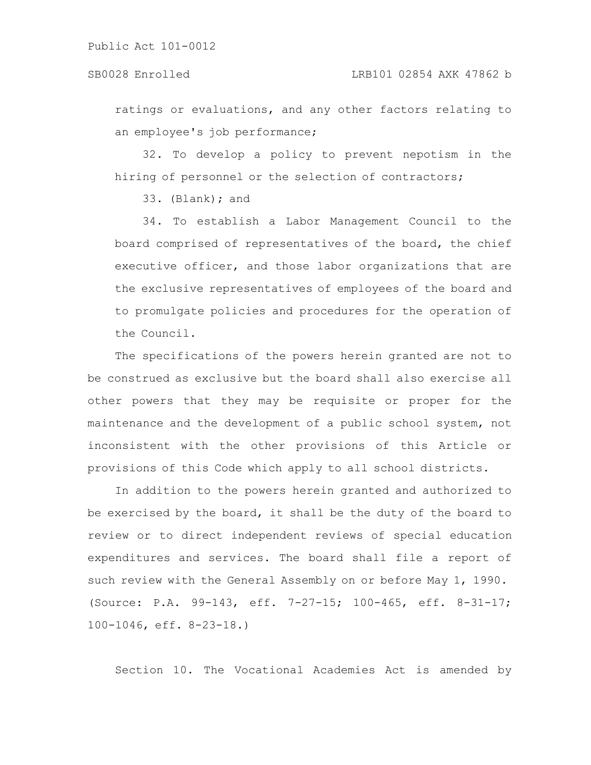ratings or evaluations, and any other factors relating to an employee's job performance;

32. To develop a policy to prevent nepotism in the hiring of personnel or the selection of contractors;

33. (Blank); and

34. To establish a Labor Management Council to the board comprised of representatives of the board, the chief executive officer, and those labor organizations that are the exclusive representatives of employees of the board and to promulgate policies and procedures for the operation of the Council.

The specifications of the powers herein granted are not to be construed as exclusive but the board shall also exercise all other powers that they may be requisite or proper for the maintenance and the development of a public school system, not inconsistent with the other provisions of this Article or provisions of this Code which apply to all school districts.

In addition to the powers herein granted and authorized to be exercised by the board, it shall be the duty of the board to review or to direct independent reviews of special education expenditures and services. The board shall file a report of such review with the General Assembly on or before May 1, 1990.
(Source: P.A. 99-143, eff. 7-27-15; 100-465, eff. 8-31-17; 100-1046, eff. 8-23-18.)

Section 10. The Vocational Academies Act is amended by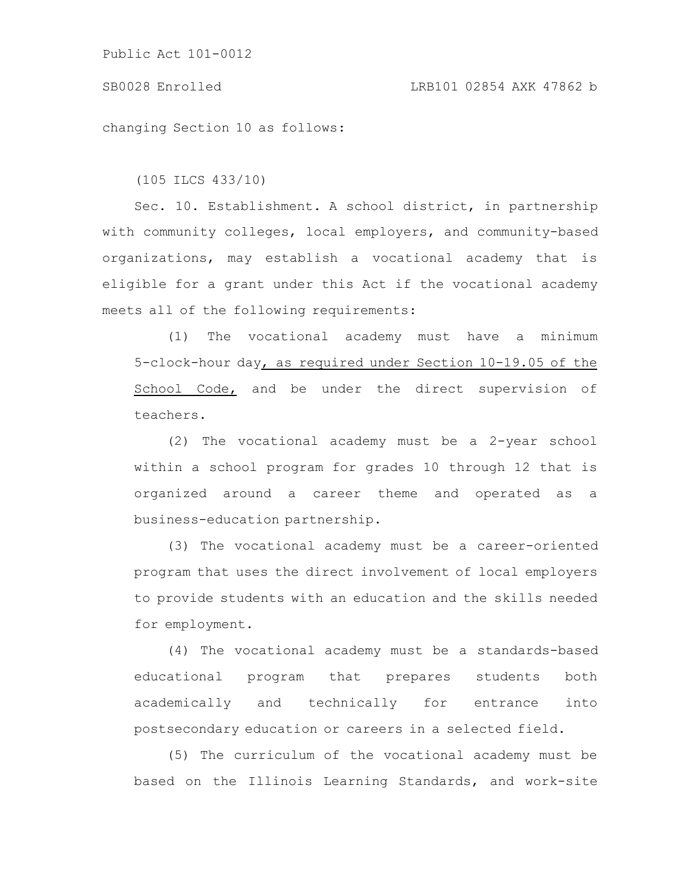changing Section 10 as follows:

(105 ILCS 433/10)

Sec. 10. Establishment. A school district, in partnership with community colleges, local employers, and community-based organizations, may establish a vocational academy that is eligible for a grant under this Act if the vocational academy meets all of the following requirements:

(1) The vocational academy must have a minimum 5-clock-hour day, as required under Section 10-19.05 of the School Code, and be under the direct supervision of teachers.

(2) The vocational academy must be a 2-year school within a school program for grades 10 through 12 that is organized around a career theme and operated as a business-education partnership.

(3) The vocational academy must be a career-oriented program that uses the direct involvement of local employers to provide students with an education and the skills needed for employment.

(4) The vocational academy must be a standards-based educational program that prepares students both academically and technically for entrance into postsecondary education or careers in a selected field.

(5) The curriculum of the vocational academy must be based on the Illinois Learning Standards, and work-site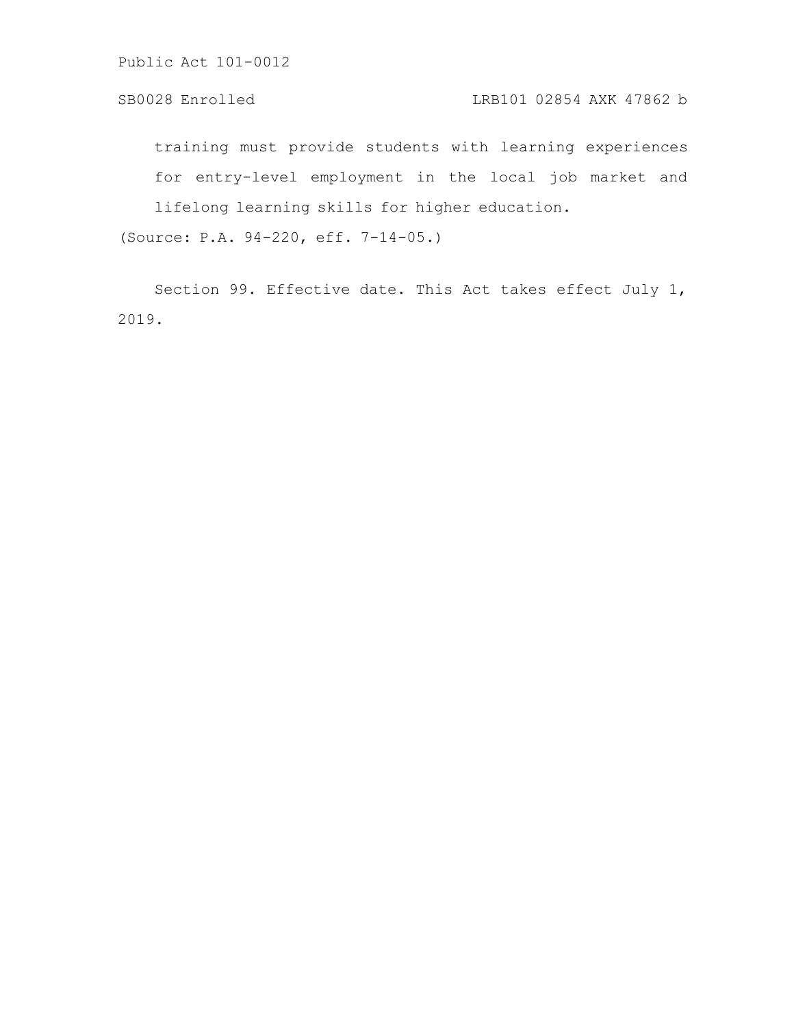training must provide students with learning experiences for entry-level employment in the local job market and lifelong learning skills for higher education.

(Source: P.A. 94-220, eff. 7-14-05.)

Section 99. Effective date. This Act takes effect July 1, 2019.